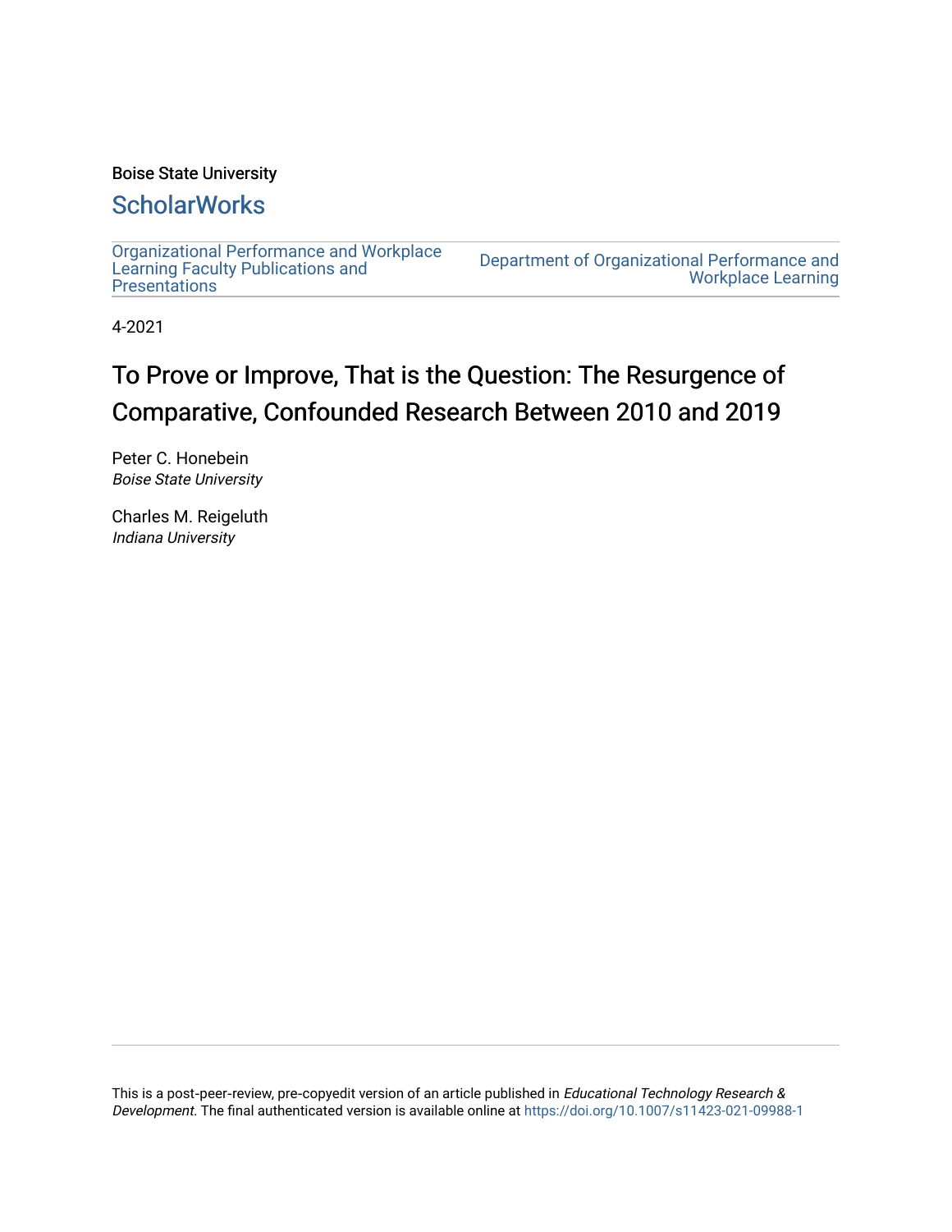Boise State University

ScholarWorks

Organizational Performance and Workplace Learning Faculty Publications and Presentations

Department of Organizational Performance and Workplace Learning

4-2021

# To Prove or Improve, That is the Question: The Resurgence of Comparative, Confounded Research Between 2010 and 2019

Peter C. Honebein
*Boise State University*

Charles M. Reigeluth
*Indiana University*

This is a post-peer-review, pre-copyedit version of an article published in *Educational Technology Research & Development*. The final authenticated version is available online at https://doi.org/10.1007/s11423-021-09988-1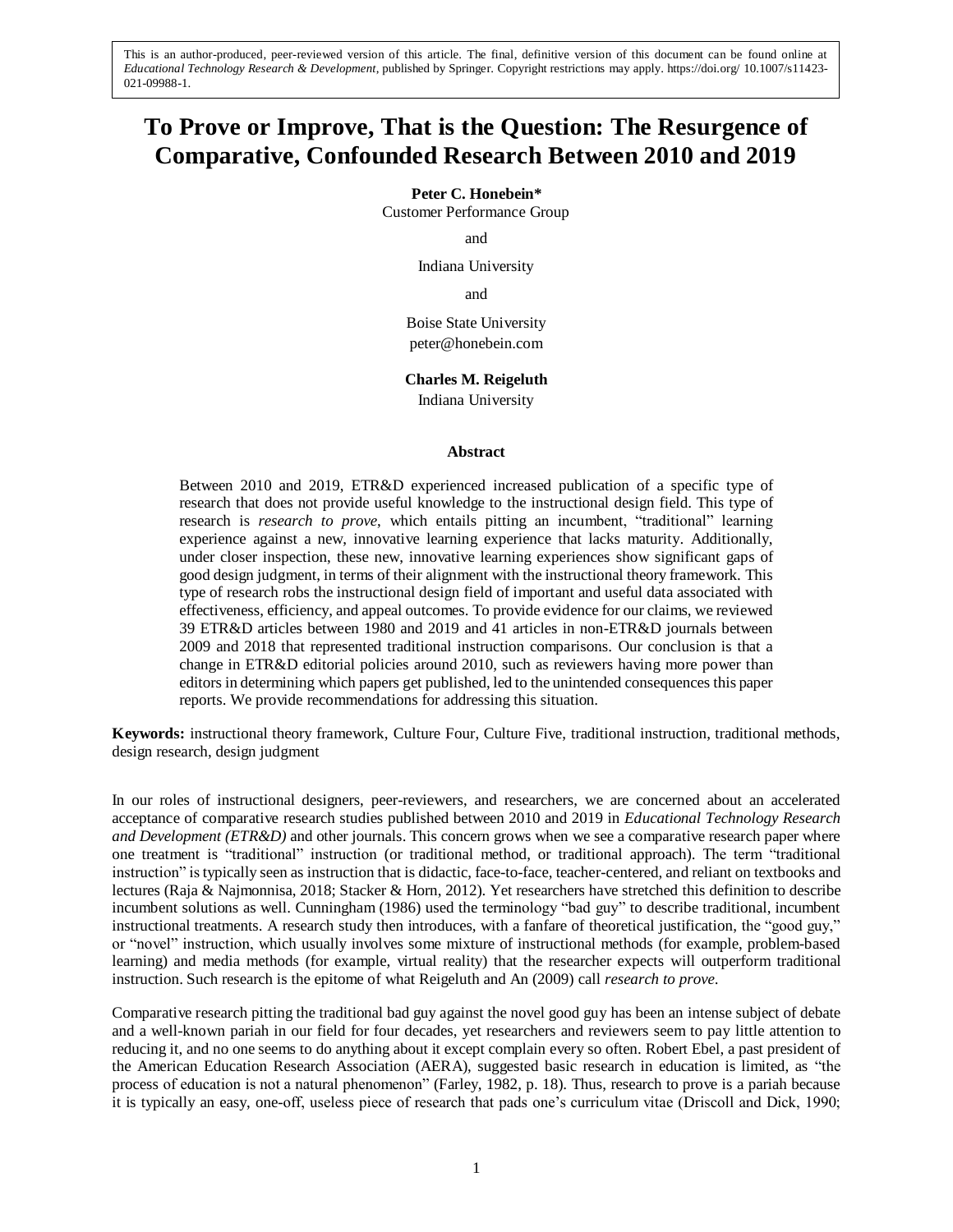This is an author-produced, peer-reviewed version of this article. The final, definitive version of this document can be found online at *Educational Technology Research & Development*, published by Springer. Copyright restrictions may apply. https://doi.org/ 10.1007/s11423-021-09988-1.

# To Prove or Improve, That is the Question: The Resurgence of Comparative, Confounded Research Between 2010 and 2019

**Peter C. Honebein***
Customer Performance Group

and

Indiana University

and

Boise State University
peter@honebein.com

**Charles M. Reigeluth**
Indiana University

## Abstract

Between 2010 and 2019, ETR&D experienced increased publication of a specific type of research that does not provide useful knowledge to the instructional design field. This type of research is *research to prove*, which entails pitting an incumbent, "traditional" learning experience against a new, innovative learning experience that lacks maturity. Additionally, under closer inspection, these new, innovative learning experiences show significant gaps of good design judgment, in terms of their alignment with the instructional theory framework. This type of research robs the instructional design field of important and useful data associated with effectiveness, efficiency, and appeal outcomes. To provide evidence for our claims, we reviewed 39 ETR&D articles between 1980 and 2019 and 41 articles in non-ETR&D journals between 2009 and 2018 that represented traditional instruction comparisons. Our conclusion is that a change in ETR&D editorial policies around 2010, such as reviewers having more power than editors in determining which papers get published, led to the unintended consequences this paper reports. We provide recommendations for addressing this situation.

**Keywords:** instructional theory framework, Culture Four, Culture Five, traditional instruction, traditional methods, design research, design judgment

In our roles of instructional designers, peer-reviewers, and researchers, we are concerned about an accelerated acceptance of comparative research studies published between 2010 and 2019 in *Educational Technology Research and Development (ETR&D)* and other journals. This concern grows when we see a comparative research paper where one treatment is "traditional" instruction (or traditional method, or traditional approach). The term "traditional instruction" is typically seen as instruction that is didactic, face-to-face, teacher-centered, and reliant on textbooks and lectures (Raja & Najmonnisa, 2018; Stacker & Horn, 2012). Yet researchers have stretched this definition to describe incumbent solutions as well. Cunningham (1986) used the terminology "bad guy" to describe traditional, incumbent instructional treatments. A research study then introduces, with a fanfare of theoretical justification, the "good guy," or "novel" instruction, which usually involves some mixture of instructional methods (for example, problem-based learning) and media methods (for example, virtual reality) that the researcher expects will outperform traditional instruction. Such research is the epitome of what Reigeluth and An (2009) call *research to prove*.

Comparative research pitting the traditional bad guy against the novel good guy has been an intense subject of debate and a well-known pariah in our field for four decades, yet researchers and reviewers seem to pay little attention to reducing it, and no one seems to do anything about it except complain every so often. Robert Ebel, a past president of the American Education Research Association (AERA), suggested basic research in education is limited, as "the process of education is not a natural phenomenon" (Farley, 1982, p. 18). Thus, research to prove is a pariah because it is typically an easy, one-off, useless piece of research that pads one's curriculum vitae (Driscoll and Dick, 1990;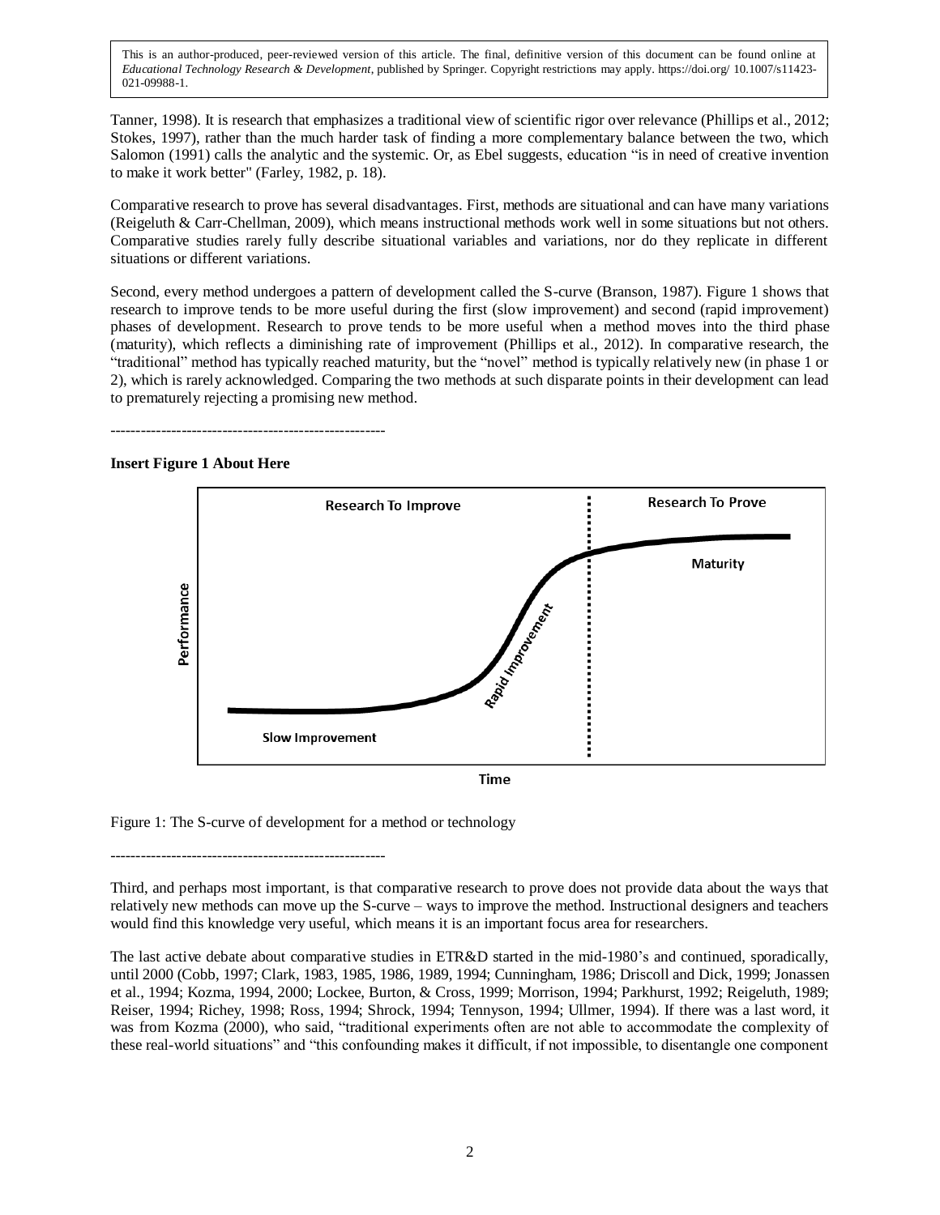Tanner, 1998). It is research that emphasizes a traditional view of scientific rigor over relevance (Phillips et al., 2012; Stokes, 1997), rather than the much harder task of finding a more complementary balance between the two, which Salomon (1991) calls the analytic and the systemic. Or, as Ebel suggests, education "is in need of creative invention to make it work better" (Farley, 1982, p. 18).

Comparative research to prove has several disadvantages. First, methods are situational and can have many variations (Reigeluth & Carr-Chellman, 2009), which means instructional methods work well in some situations but not others. Comparative studies rarely fully describe situational variables and variations, nor do they replicate in different situations or different variations.

Second, every method undergoes a pattern of development called the S-curve (Branson, 1987). Figure 1 shows that research to improve tends to be more useful during the first (slow improvement) and second (rapid improvement) phases of development. Research to prove tends to be more useful when a method moves into the third phase (maturity), which reflects a diminishing rate of improvement (Phillips et al., 2012). In comparative research, the "traditional" method has typically reached maturity, but the "novel" method is typically relatively new (in phase 1 or 2), which is rarely acknowledged. Comparing the two methods at such disparate points in their development can lead to prematurely rejecting a promising new method.

-----------------------------------------------------

**Insert Figure 1 About Here**

Figure 1: The S-curve of development for a method or technology

-----------------------------------------------------

Third, and perhaps most important, is that comparative research to prove does not provide data about the ways that relatively new methods can move up the S-curve – ways to improve the method. Instructional designers and teachers would find this knowledge very useful, which means it is an important focus area for researchers.

The last active debate about comparative studies in ETR&D started in the mid-1980's and continued, sporadically, until 2000 (Cobb, 1997; Clark, 1983, 1985, 1986, 1989, 1994; Cunningham, 1986; Driscoll and Dick, 1999; Jonassen et al., 1994; Kozma, 1994, 2000; Lockee, Burton, & Cross, 1999; Morrison, 1994; Parkhurst, 1992; Reigeluth, 1989; Reiser, 1994; Richey, 1998; Ross, 1994; Shrock, 1994; Tennyson, 1994; Ullmer, 1994). If there was a last word, it was from Kozma (2000), who said, "traditional experiments often are not able to accommodate the complexity of these real-world situations" and "this confounding makes it difficult, if not impossible, to disentangle one component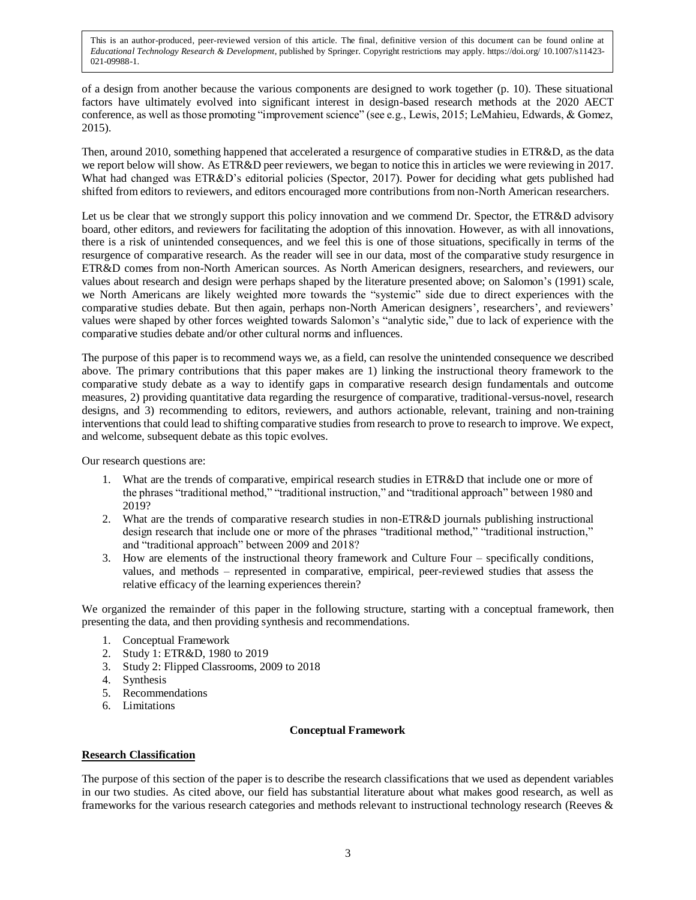of a design from another because the various components are designed to work together (p. 10). These situational factors have ultimately evolved into significant interest in design-based research methods at the 2020 AECT conference, as well as those promoting "improvement science" (see e.g., Lewis, 2015; LeMahieu, Edwards, & Gomez, 2015).

Then, around 2010, something happened that accelerated a resurgence of comparative studies in ETR&D, as the data we report below will show. As ETR&D peer reviewers, we began to notice this in articles we were reviewing in 2017. What had changed was ETR&D's editorial policies (Spector, 2017). Power for deciding what gets published had shifted from editors to reviewers, and editors encouraged more contributions from non-North American researchers.

Let us be clear that we strongly support this policy innovation and we commend Dr. Spector, the ETR&D advisory board, other editors, and reviewers for facilitating the adoption of this innovation. However, as with all innovations, there is a risk of unintended consequences, and we feel this is one of those situations, specifically in terms of the resurgence of comparative research. As the reader will see in our data, most of the comparative study resurgence in ETR&D comes from non-North American sources. As North American designers, researchers, and reviewers, our values about research and design were perhaps shaped by the literature presented above; on Salomon's (1991) scale, we North Americans are likely weighted more towards the "systemic" side due to direct experiences with the comparative studies debate. But then again, perhaps non-North American designers', researchers', and reviewers' values were shaped by other forces weighted towards Salomon's "analytic side," due to lack of experience with the comparative studies debate and/or other cultural norms and influences.

The purpose of this paper is to recommend ways we, as a field, can resolve the unintended consequence we described above. The primary contributions that this paper makes are 1) linking the instructional theory framework to the comparative study debate as a way to identify gaps in comparative research design fundamentals and outcome measures, 2) providing quantitative data regarding the resurgence of comparative, traditional-versus-novel, research designs, and 3) recommending to editors, reviewers, and authors actionable, relevant, training and non-training interventions that could lead to shifting comparative studies from research to prove to research to improve. We expect, and welcome, subsequent debate as this topic evolves.

Our research questions are:

1. What are the trends of comparative, empirical research studies in ETR&D that include one or more of the phrases "traditional method," "traditional instruction," and "traditional approach" between 1980 and 2019?
2. What are the trends of comparative research studies in non-ETR&D journals publishing instructional design research that include one or more of the phrases "traditional method," "traditional instruction," and "traditional approach" between 2009 and 2018?
3. How are elements of the instructional theory framework and Culture Four – specifically conditions, values, and methods – represented in comparative, empirical, peer-reviewed studies that assess the relative efficacy of the learning experiences therein?

We organized the remainder of this paper in the following structure, starting with a conceptual framework, then presenting the data, and then providing synthesis and recommendations.

1. Conceptual Framework
2. Study 1: ETR&D, 1980 to 2019
3. Study 2: Flipped Classrooms, 2009 to 2018
4. Synthesis
5. Recommendations
6. Limitations

## Conceptual Framework

### Research Classification

The purpose of this section of the paper is to describe the research classifications that we used as dependent variables in our two studies. As cited above, our field has substantial literature about what makes good research, as well as frameworks for the various research categories and methods relevant to instructional technology research (Reeves &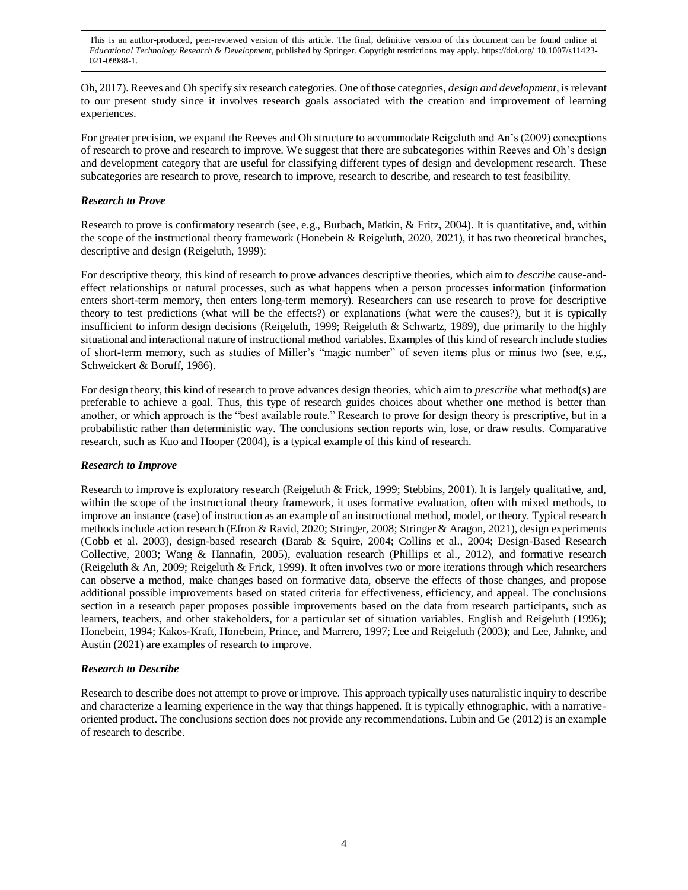Oh, 2017). Reeves and Oh specify six research categories. One of those categories, *design and development*, is relevant to our present study since it involves research goals associated with the creation and improvement of learning experiences.

For greater precision, we expand the Reeves and Oh structure to accommodate Reigeluth and An's (2009) conceptions of research to prove and research to improve. We suggest that there are subcategories within Reeves and Oh's design and development category that are useful for classifying different types of design and development research. These subcategories are research to prove, research to improve, research to describe, and research to test feasibility.

### *Research to Prove*

Research to prove is confirmatory research (see, e.g., Burbach, Matkin, & Fritz, 2004). It is quantitative, and, within the scope of the instructional theory framework (Honebein & Reigeluth, 2020, 2021), it has two theoretical branches, descriptive and design (Reigeluth, 1999):

For descriptive theory, this kind of research to prove advances descriptive theories, which aim to *describe* cause-and-effect relationships or natural processes, such as what happens when a person processes information (information enters short-term memory, then enters long-term memory). Researchers can use research to prove for descriptive theory to test predictions (what will be the effects?) or explanations (what were the causes?), but it is typically insufficient to inform design decisions (Reigeluth, 1999; Reigeluth & Schwartz, 1989), due primarily to the highly situational and interactional nature of instructional method variables. Examples of this kind of research include studies of short-term memory, such as studies of Miller's "magic number" of seven items plus or minus two (see, e.g., Schweickert & Boruff, 1986).

For design theory, this kind of research to prove advances design theories, which aim to *prescribe* what method(s) are preferable to achieve a goal. Thus, this type of research guides choices about whether one method is better than another, or which approach is the "best available route." Research to prove for design theory is prescriptive, but in a probabilistic rather than deterministic way. The conclusions section reports win, lose, or draw results. Comparative research, such as Kuo and Hooper (2004), is a typical example of this kind of research.

### *Research to Improve*

Research to improve is exploratory research (Reigeluth & Frick, 1999; Stebbins, 2001). It is largely qualitative, and, within the scope of the instructional theory framework, it uses formative evaluation, often with mixed methods, to improve an instance (case) of instruction as an example of an instructional method, model, or theory. Typical research methods include action research (Efron & Ravid, 2020; Stringer, 2008; Stringer & Aragon, 2021), design experiments (Cobb et al. 2003), design-based research (Barab & Squire, 2004; Collins et al., 2004; Design-Based Research Collective, 2003; Wang & Hannafin, 2005), evaluation research (Phillips et al., 2012), and formative research (Reigeluth & An, 2009; Reigeluth & Frick, 1999). It often involves two or more iterations through which researchers can observe a method, make changes based on formative data, observe the effects of those changes, and propose additional possible improvements based on stated criteria for effectiveness, efficiency, and appeal. The conclusions section in a research paper proposes possible improvements based on the data from research participants, such as learners, teachers, and other stakeholders, for a particular set of situation variables. English and Reigeluth (1996); Honebein, 1994; Kakos-Kraft, Honebein, Prince, and Marrero, 1997; Lee and Reigeluth (2003); and Lee, Jahnke, and Austin (2021) are examples of research to improve.

### *Research to Describe*

Research to describe does not attempt to prove or improve. This approach typically uses naturalistic inquiry to describe and characterize a learning experience in the way that things happened. It is typically ethnographic, with a narrative-oriented product. The conclusions section does not provide any recommendations. Lubin and Ge (2012) is an example of research to describe.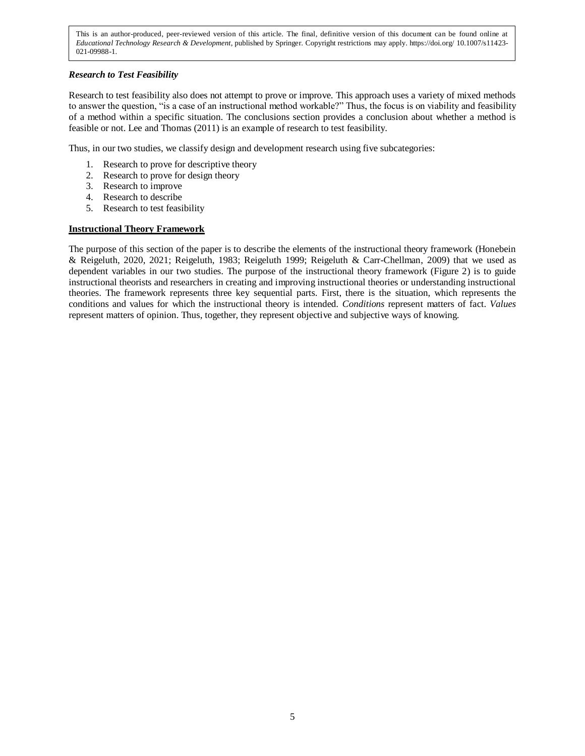### *Research to Test Feasibility*

Research to test feasibility also does not attempt to prove or improve. This approach uses a variety of mixed methods to answer the question, "is a case of an instructional method workable?" Thus, the focus is on viability and feasibility of a method within a specific situation. The conclusions section provides a conclusion about whether a method is feasible or not. Lee and Thomas (2011) is an example of research to test feasibility.

Thus, in our two studies, we classify design and development research using five subcategories:

1. Research to prove for descriptive theory
2. Research to prove for design theory
3. Research to improve
4. Research to describe
5. Research to test feasibility

## Instructional Theory Framework

The purpose of this section of the paper is to describe the elements of the instructional theory framework (Honebein & Reigeluth, 2020, 2021; Reigeluth, 1983; Reigeluth 1999; Reigeluth & Carr-Chellman, 2009) that we used as dependent variables in our two studies. The purpose of the instructional theory framework (Figure 2) is to guide instructional theorists and researchers in creating and improving instructional theories or understanding instructional theories. The framework represents three key sequential parts. First, there is the situation, which represents the conditions and values for which the instructional theory is intended. *Conditions* represent matters of fact. *Values* represent matters of opinion. Thus, together, they represent objective and subjective ways of knowing.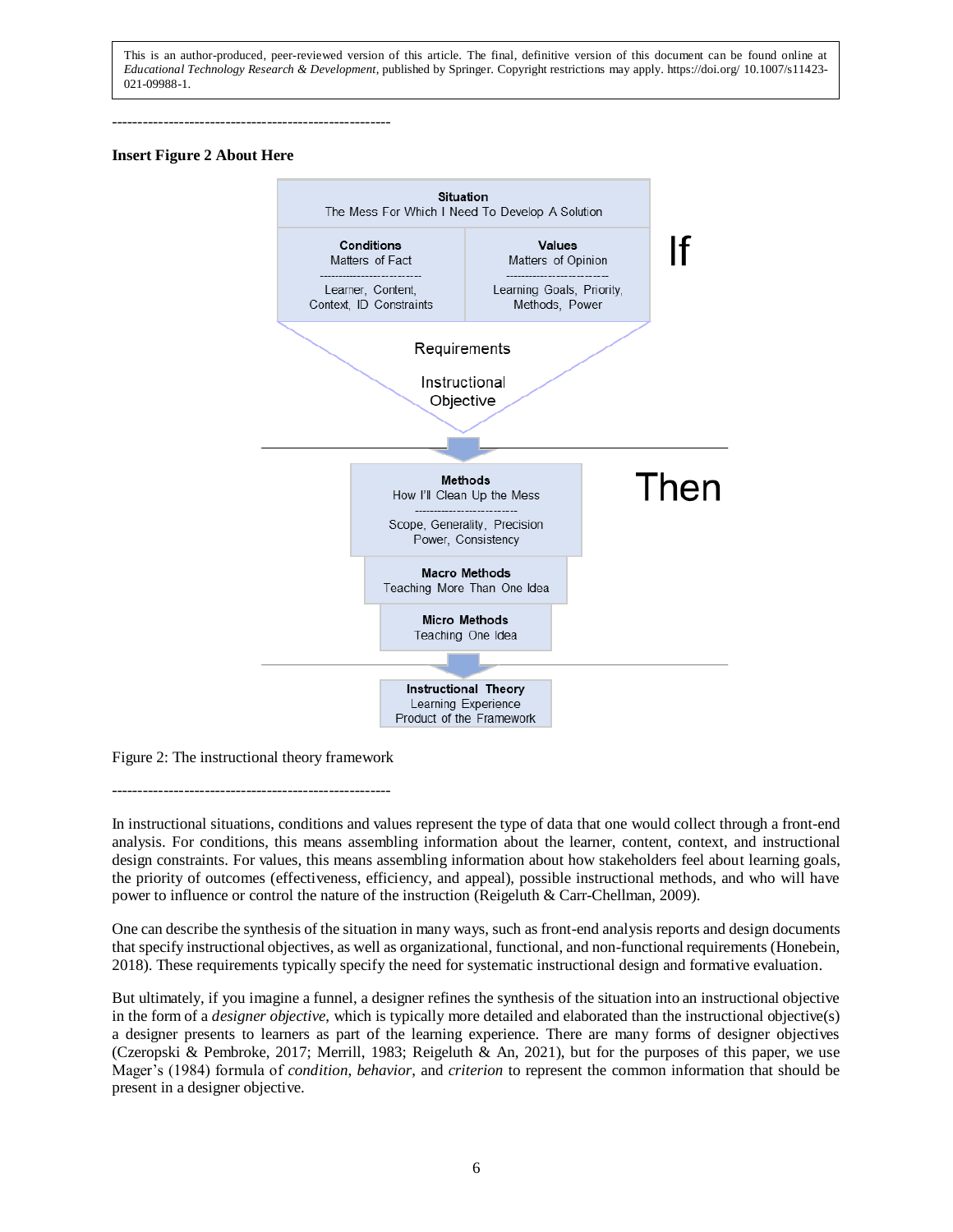This is an author-produced, peer-reviewed version of this article. The final, definitive version of this document can be found online at *Educational Technology Research & Development*, published by Springer. Copyright restrictions may apply. https://doi.org/ 10.1007/s11423-021-09988-1.

------------------------------------------------------

**Insert Figure 2 About Here**

**Situation**
The Mess For Which I Need To Develop A Solution

**Conditions**
Matters of Fact
Learner, Content, Context, ID Constraints

**Values**
Matters of Opinion
Learning Goals, Priority, Methods, Power

If

Requirements

Instructional Objective

**Methods**
How I'll Clean Up the Mess
Scope, Generality, Precision Power, Consistency

**Macro Methods**
Teaching More Than One Idea

**Micro Methods**
Teaching One Idea

Then

**Instructional Theory**
Learning Experience
Product of the Framework

Figure 2: The instructional theory framework

------------------------------------------------------

In instructional situations, conditions and values represent the type of data that one would collect through a front-end analysis. For conditions, this means assembling information about the learner, content, context, and instructional design constraints. For values, this means assembling information about how stakeholders feel about learning goals, the priority of outcomes (effectiveness, efficiency, and appeal), possible instructional methods, and who will have power to influence or control the nature of the instruction (Reigeluth & Carr-Chellman, 2009).

One can describe the synthesis of the situation in many ways, such as front-end analysis reports and design documents that specify instructional objectives, as well as organizational, functional, and non-functional requirements (Honebein, 2018). These requirements typically specify the need for systematic instructional design and formative evaluation.

But ultimately, if you imagine a funnel, a designer refines the synthesis of the situation into an instructional objective in the form of a *designer objective*, which is typically more detailed and elaborated than the instructional objective(s) a designer presents to learners as part of the learning experience. There are many forms of designer objectives (Czeropski & Pembroke, 2017; Merrill, 1983; Reigeluth & An, 2021), but for the purposes of this paper, we use Mager's (1984) formula of *condition*, *behavior*, and *criterion* to represent the common information that should be present in a designer objective.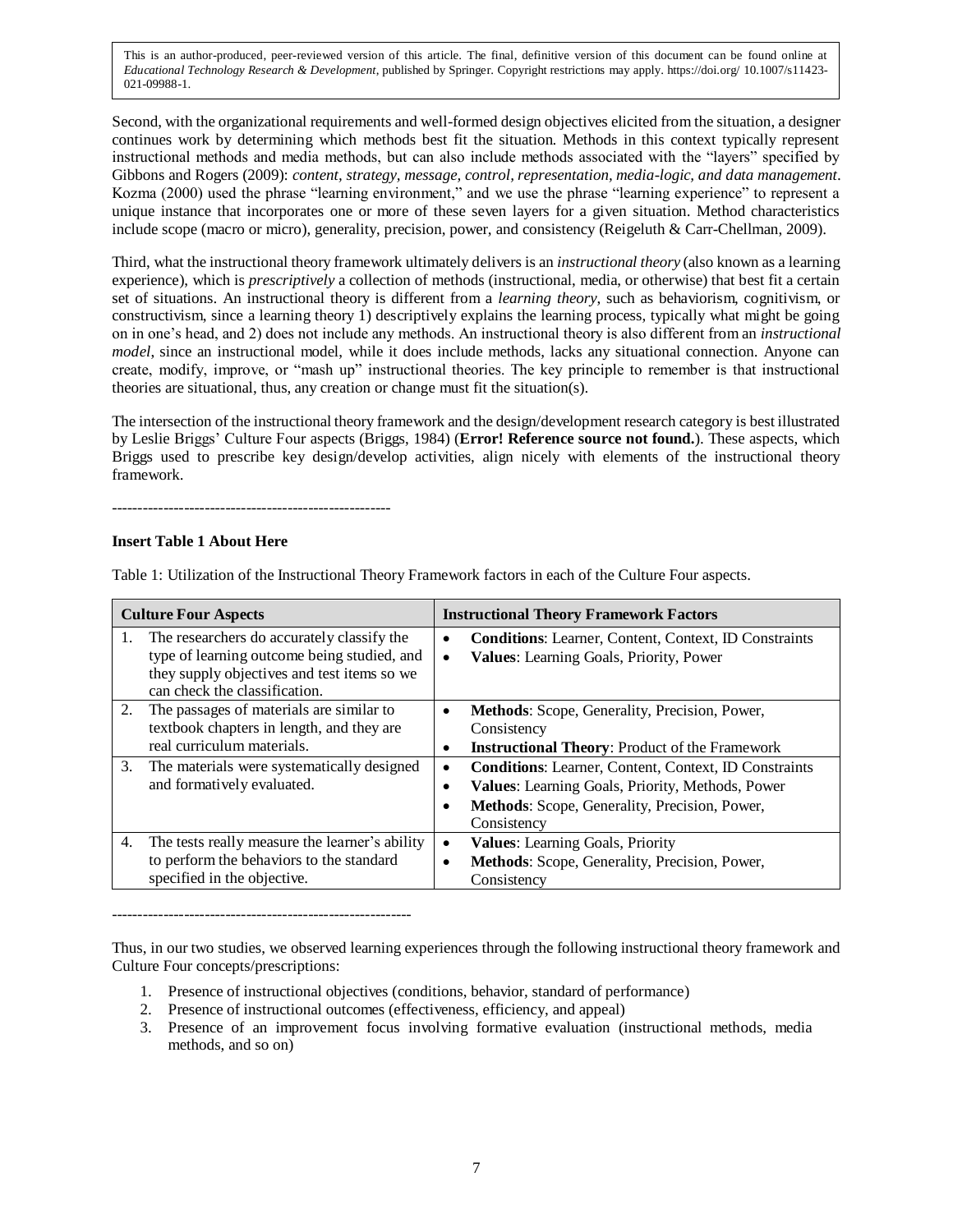Second, with the organizational requirements and well-formed design objectives elicited from the situation, a designer continues work by determining which methods best fit the situation. Methods in this context typically represent instructional methods and media methods, but can also include methods associated with the "layers" specified by Gibbons and Rogers (2009): *content, strategy, message, control, representation, media-logic, and data management*. Kozma (2000) used the phrase "learning environment," and we use the phrase "learning experience" to represent a unique instance that incorporates one or more of these seven layers for a given situation. Method characteristics include scope (macro or micro), generality, precision, power, and consistency (Reigeluth & Carr-Chellman, 2009).

Third, what the instructional theory framework ultimately delivers is an *instructional theory* (also known as a learning experience), which is *prescriptively* a collection of methods (instructional, media, or otherwise) that best fit a certain set of situations. An instructional theory is different from a *learning theory*, such as behaviorism, cognitivism, or constructivism, since a learning theory 1) descriptively explains the learning process, typically what might be going on in one's head, and 2) does not include any methods. An instructional theory is also different from an *instructional model*, since an instructional model, while it does include methods, lacks any situational connection. Anyone can create, modify, improve, or "mash up" instructional theories. The key principle to remember is that instructional theories are situational, thus, any creation or change must fit the situation(s).

The intersection of the instructional theory framework and the design/development research category is best illustrated by Leslie Briggs' Culture Four aspects (Briggs, 1984) (**Error! Reference source not found.**). These aspects, which Briggs used to prescribe key design/develop activities, align nicely with elements of the instructional theory framework.

-------------------------------------------------------

**Insert Table 1 About Here**

Table 1: Utilization of the Instructional Theory Framework factors in each of the Culture Four aspects.

| Culture Four Aspects | Instructional Theory Framework Factors |
|---|---|
| 1. The researchers do accurately classify the type of learning outcome being studied, and they supply objectives and test items so we can check the classification. | • **Conditions**: Learner, Content, Context, ID Constraints<br>• **Values**: Learning Goals, Priority, Power |
| 2. The passages of materials are similar to textbook chapters in length, and they are real curriculum materials. | • **Methods**: Scope, Generality, Precision, Power, Consistency<br>• **Instructional Theory**: Product of the Framework |
| 3. The materials were systematically designed and formatively evaluated. | • **Conditions**: Learner, Content, Context, ID Constraints<br>• **Values**: Learning Goals, Priority, Methods, Power<br>• **Methods**: Scope, Generality, Precision, Power, Consistency |
| 4. The tests really measure the learner's ability to perform the behaviors to the standard specified in the objective. | • **Values**: Learning Goals, Priority<br>• **Methods**: Scope, Generality, Precision, Power, Consistency |

---------------------------------------------------------

Thus, in our two studies, we observed learning experiences through the following instructional theory framework and Culture Four concepts/prescriptions:

1. Presence of instructional objectives (conditions, behavior, standard of performance)
2. Presence of instructional outcomes (effectiveness, efficiency, and appeal)
3. Presence of an improvement focus involving formative evaluation (instructional methods, media methods, and so on)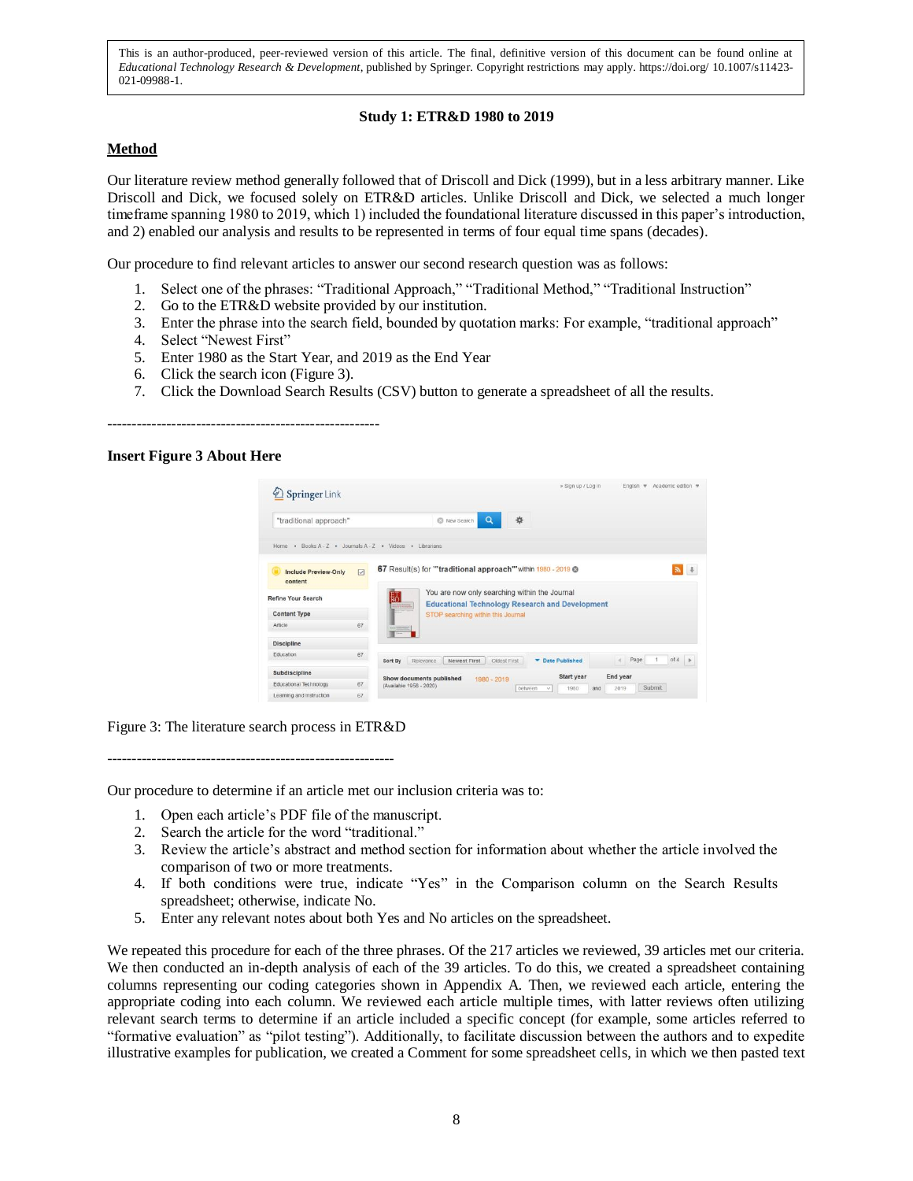This is an author-produced, peer-reviewed version of this article. The final, definitive version of this document can be found online at *Educational Technology Research & Development*, published by Springer. Copyright restrictions may apply. https://doi.org/ 10.1007/s11423-021-09988-1.

**Study 1: ETR&D 1980 to 2019**

## Method

Our literature review method generally followed that of Driscoll and Dick (1999), but in a less arbitrary manner. Like Driscoll and Dick, we focused solely on ETR&D articles. Unlike Driscoll and Dick, we selected a much longer timeframe spanning 1980 to 2019, which 1) included the foundational literature discussed in this paper's introduction, and 2) enabled our analysis and results to be represented in terms of four equal time spans (decades).

Our procedure to find relevant articles to answer our second research question was as follows:

1. Select one of the phrases: "Traditional Approach," "Traditional Method," "Traditional Instruction"
2. Go to the ETR&D website provided by our institution.
3. Enter the phrase into the search field, bounded by quotation marks: For example, "traditional approach"
4. Select "Newest First"
5. Enter 1980 as the Start Year, and 2019 as the End Year
6. Click the search icon (Figure 3).
7. Click the Download Search Results (CSV) button to generate a spreadsheet of all the results.

-------------------------------------------------------

**Insert Figure 3 About Here**

Figure 3: The literature search process in ETR&D

---------------------------------------------------------

Our procedure to determine if an article met our inclusion criteria was to:

1. Open each article's PDF file of the manuscript.
2. Search the article for the word "traditional."
3. Review the article's abstract and method section for information about whether the article involved the comparison of two or more treatments.
4. If both conditions were true, indicate "Yes" in the Comparison column on the Search Results spreadsheet; otherwise, indicate No.
5. Enter any relevant notes about both Yes and No articles on the spreadsheet.

We repeated this procedure for each of the three phrases. Of the 217 articles we reviewed, 39 articles met our criteria. We then conducted an in-depth analysis of each of the 39 articles. To do this, we created a spreadsheet containing columns representing our coding categories shown in Appendix A. Then, we reviewed each article, entering the appropriate coding into each column. We reviewed each article multiple times, with latter reviews often utilizing relevant search terms to determine if an article included a specific concept (for example, some articles referred to "formative evaluation" as "pilot testing"). Additionally, to facilitate discussion between the authors and to expedite illustrative examples for publication, we created a Comment for some spreadsheet cells, in which we then pasted text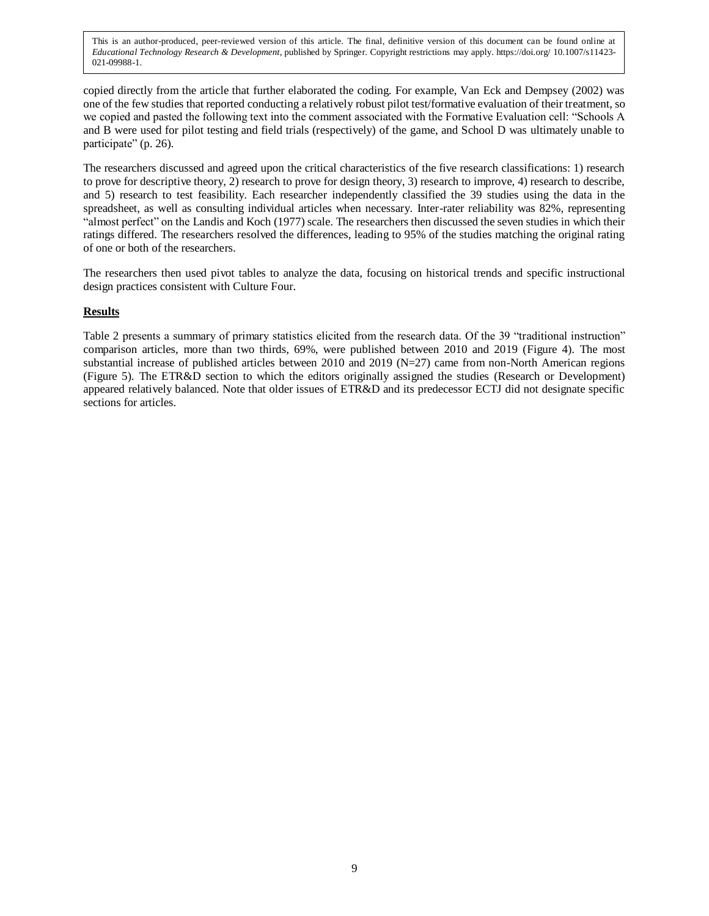copied directly from the article that further elaborated the coding. For example, Van Eck and Dempsey (2002) was one of the few studies that reported conducting a relatively robust pilot test/formative evaluation of their treatment, so we copied and pasted the following text into the comment associated with the Formative Evaluation cell: "Schools A and B were used for pilot testing and field trials (respectively) of the game, and School D was ultimately unable to participate" (p. 26).

The researchers discussed and agreed upon the critical characteristics of the five research classifications: 1) research to prove for descriptive theory, 2) research to prove for design theory, 3) research to improve, 4) research to describe, and 5) research to test feasibility. Each researcher independently classified the 39 studies using the data in the spreadsheet, as well as consulting individual articles when necessary. Inter-rater reliability was 82%, representing "almost perfect" on the Landis and Koch (1977) scale. The researchers then discussed the seven studies in which their ratings differed. The researchers resolved the differences, leading to 95% of the studies matching the original rating of one or both of the researchers.

The researchers then used pivot tables to analyze the data, focusing on historical trends and specific instructional design practices consistent with Culture Four.

## Results

Table 2 presents a summary of primary statistics elicited from the research data. Of the 39 "traditional instruction" comparison articles, more than two thirds, 69%, were published between 2010 and 2019 (Figure 4). The most substantial increase of published articles between 2010 and 2019 (N=27) came from non-North American regions (Figure 5). The ETR&D section to which the editors originally assigned the studies (Research or Development) appeared relatively balanced. Note that older issues of ETR&D and its predecessor ECTJ did not designate specific sections for articles.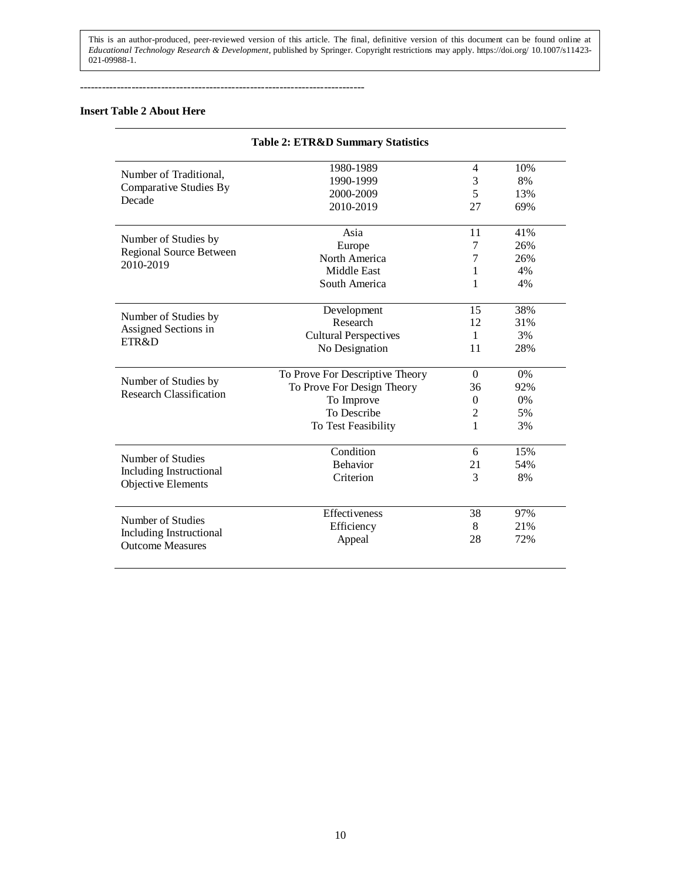----------------------------------------------------------------------------

**Insert Table 2 About Here**

**Table 2: ETR&D Summary Statistics**

| | | | |
|---|---|---|---|
| Number of Traditional, Comparative Studies By Decade | 1980-1989 | 4 | 10% |
| | 1990-1999 | 3 | 8% |
| | 2000-2009 | 5 | 13% |
| | 2010-2019 | 27 | 69% |
| Number of Studies by Regional Source Between 2010-2019 | Asia | 11 | 41% |
| | Europe | 7 | 26% |
| | North America | 7 | 26% |
| | Middle East | 1 | 4% |
| | South America | 1 | 4% |
| Number of Studies by Assigned Sections in ETR&D | Development | 15 | 38% |
| | Research | 12 | 31% |
| | Cultural Perspectives | 1 | 3% |
| | No Designation | 11 | 28% |
| Number of Studies by Research Classification | To Prove For Descriptive Theory | 0 | 0% |
| | To Prove For Design Theory | 36 | 92% |
| | To Improve | 0 | 0% |
| | To Describe | 2 | 5% |
| | To Test Feasibility | 1 | 3% |
| Number of Studies Including Instructional Objective Elements | Condition | 6 | 15% |
| | Behavior | 21 | 54% |
| | Criterion | 3 | 8% |
| Number of Studies Including Instructional Outcome Measures | Effectiveness | 38 | 97% |
| | Efficiency | 8 | 21% |
| | Appeal | 28 | 72% |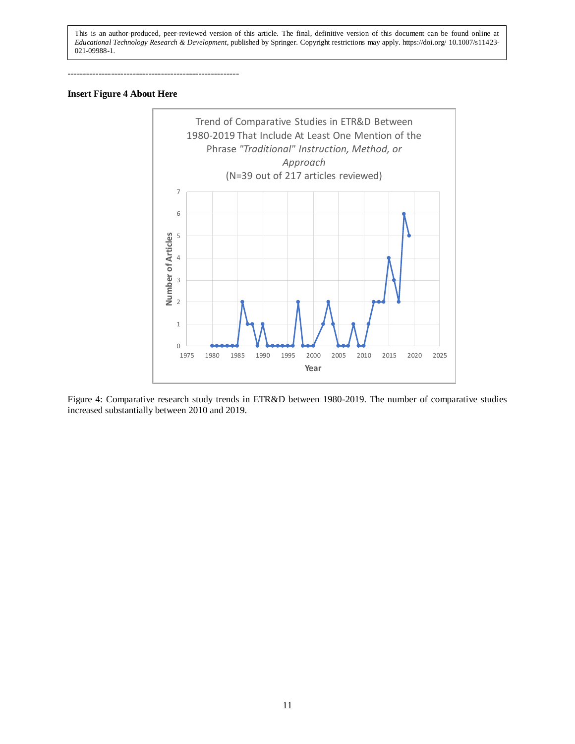------------------------------------------------------

**Insert Figure 4 About Here**

Figure 4: Comparative research study trends in ETR&D between 1980-2019. The number of comparative studies increased substantially between 2010 and 2019.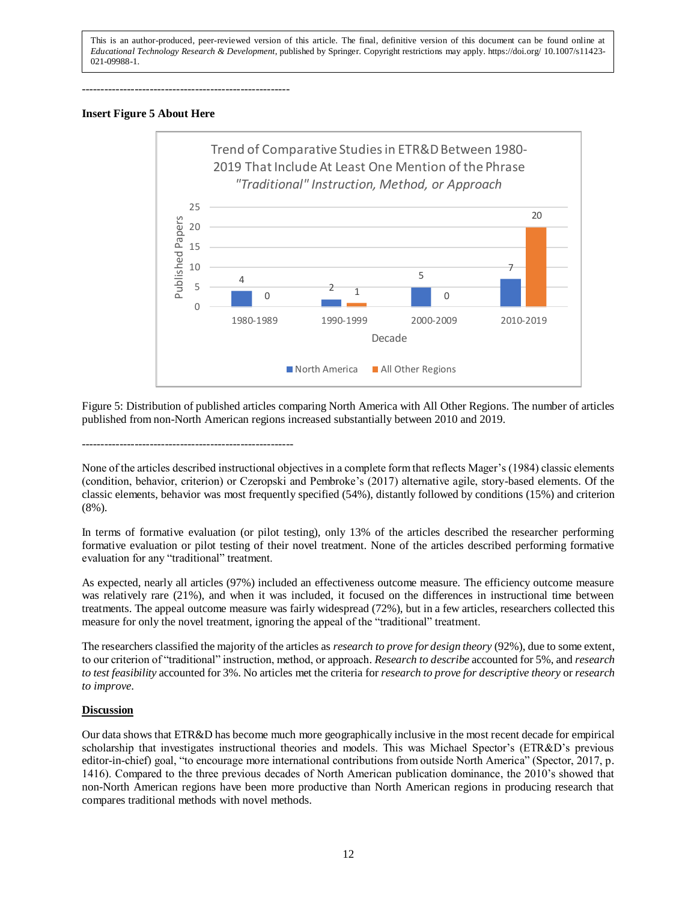This is an author-produced, peer-reviewed version of this article. The final, definitive version of this document can be found online at *Educational Technology Research & Development*, published by Springer. Copyright restrictions may apply. https://doi.org/ 10.1007/s11423-021-09988-1.

---

**Insert Figure 5 About Here**

Figure 5: Distribution of published articles comparing North America with All Other Regions. The number of articles published from non-North American regions increased substantially between 2010 and 2019.

---

None of the articles described instructional objectives in a complete form that reflects Mager's (1984) classic elements (condition, behavior, criterion) or Czeropski and Pembroke's (2017) alternative agile, story-based elements. Of the classic elements, behavior was most frequently specified (54%), distantly followed by conditions (15%) and criterion (8%).

In terms of formative evaluation (or pilot testing), only 13% of the articles described the researcher performing formative evaluation or pilot testing of their novel treatment. None of the articles described performing formative evaluation for any "traditional" treatment.

As expected, nearly all articles (97%) included an effectiveness outcome measure. The efficiency outcome measure was relatively rare (21%), and when it was included, it focused on the differences in instructional time between treatments. The appeal outcome measure was fairly widespread (72%), but in a few articles, researchers collected this measure for only the novel treatment, ignoring the appeal of the "traditional" treatment.

The researchers classified the majority of the articles as *research to prove for design theory* (92%), due to some extent, to our criterion of "traditional" instruction, method, or approach. *Research to describe* accounted for 5%, and *research to test feasibility* accounted for 3%. No articles met the criteria for *research to prove for descriptive theory* or *research to improve*.

## Discussion

Our data shows that ETR&D has become much more geographically inclusive in the most recent decade for empirical scholarship that investigates instructional theories and models. This was Michael Spector's (ETR&D's previous editor-in-chief) goal, "to encourage more international contributions from outside North America" (Spector, 2017, p. 1416). Compared to the three previous decades of North American publication dominance, the 2010's showed that non-North American regions have been more productive than North American regions in producing research that compares traditional methods with novel methods.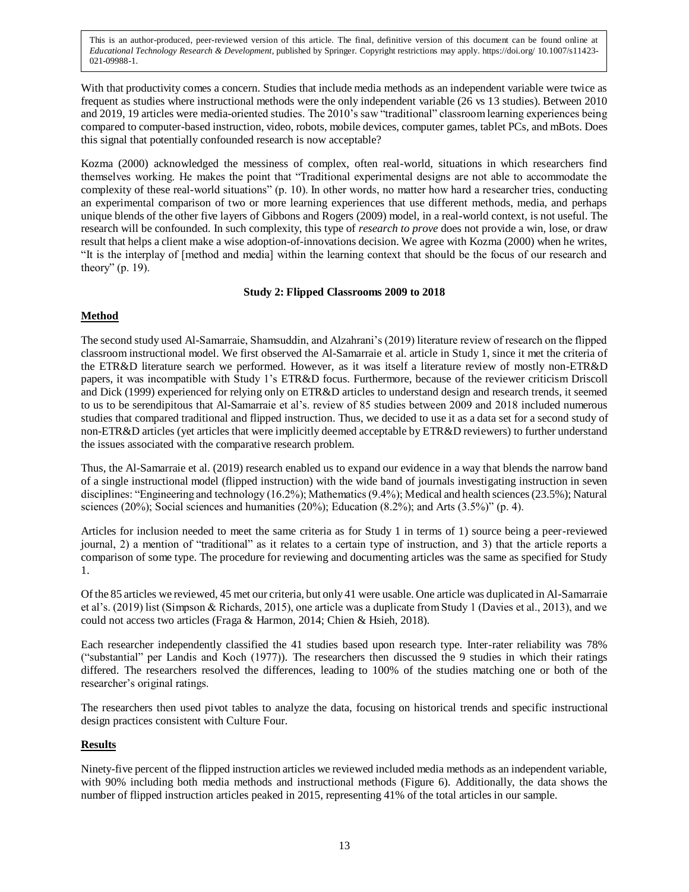With that productivity comes a concern. Studies that include media methods as an independent variable were twice as frequent as studies where instructional methods were the only independent variable (26 vs 13 studies). Between 2010 and 2019, 19 articles were media-oriented studies. The 2010's saw "traditional" classroom learning experiences being compared to computer-based instruction, video, robots, mobile devices, computer games, tablet PCs, and mBots. Does this signal that potentially confounded research is now acceptable?

Kozma (2000) acknowledged the messiness of complex, often real-world, situations in which researchers find themselves working. He makes the point that "Traditional experimental designs are not able to accommodate the complexity of these real-world situations" (p. 10). In other words, no matter how hard a researcher tries, conducting an experimental comparison of two or more learning experiences that use different methods, media, and perhaps unique blends of the other five layers of Gibbons and Rogers (2009) model, in a real-world context, is not useful. The research will be confounded. In such complexity, this type of *research to prove* does not provide a win, lose, or draw result that helps a client make a wise adoption-of-innovations decision. We agree with Kozma (2000) when he writes, "It is the interplay of [method and media] within the learning context that should be the focus of our research and theory" (p. 19).

### Study 2: Flipped Classrooms 2009 to 2018

#### Method

The second study used Al-Samarraie, Shamsuddin, and Alzahrani's (2019) literature review of research on the flipped classroom instructional model. We first observed the Al-Samarraie et al. article in Study 1, since it met the criteria of the ETR&D literature search we performed. However, as it was itself a literature review of mostly non-ETR&D papers, it was incompatible with Study 1's ETR&D focus. Furthermore, because of the reviewer criticism Driscoll and Dick (1999) experienced for relying only on ETR&D articles to understand design and research trends, it seemed to us to be serendipitous that Al-Samarraie et al's. review of 85 studies between 2009 and 2018 included numerous studies that compared traditional and flipped instruction. Thus, we decided to use it as a data set for a second study of non-ETR&D articles (yet articles that were implicitly deemed acceptable by ETR&D reviewers) to further understand the issues associated with the comparative research problem.

Thus, the Al-Samarraie et al. (2019) research enabled us to expand our evidence in a way that blends the narrow band of a single instructional model (flipped instruction) with the wide band of journals investigating instruction in seven disciplines: "Engineering and technology (16.2%); Mathematics (9.4%); Medical and health sciences (23.5%); Natural sciences (20%); Social sciences and humanities (20%); Education (8.2%); and Arts (3.5%)" (p. 4).

Articles for inclusion needed to meet the same criteria as for Study 1 in terms of 1) source being a peer-reviewed journal, 2) a mention of "traditional" as it relates to a certain type of instruction, and 3) that the article reports a comparison of some type. The procedure for reviewing and documenting articles was the same as specified for Study 1.

Of the 85 articles we reviewed, 45 met our criteria, but only 41 were usable. One article was duplicated in Al-Samarraie et al's. (2019) list (Simpson & Richards, 2015), one article was a duplicate from Study 1 (Davies et al., 2013), and we could not access two articles (Fraga & Harmon, 2014; Chien & Hsieh, 2018).

Each researcher independently classified the 41 studies based upon research type. Inter-rater reliability was 78% ("substantial" per Landis and Koch (1977)). The researchers then discussed the 9 studies in which their ratings differed. The researchers resolved the differences, leading to 100% of the studies matching one or both of the researcher's original ratings.

The researchers then used pivot tables to analyze the data, focusing on historical trends and specific instructional design practices consistent with Culture Four.

#### Results

Ninety-five percent of the flipped instruction articles we reviewed included media methods as an independent variable, with 90% including both media methods and instructional methods (Figure 6). Additionally, the data shows the number of flipped instruction articles peaked in 2015, representing 41% of the total articles in our sample.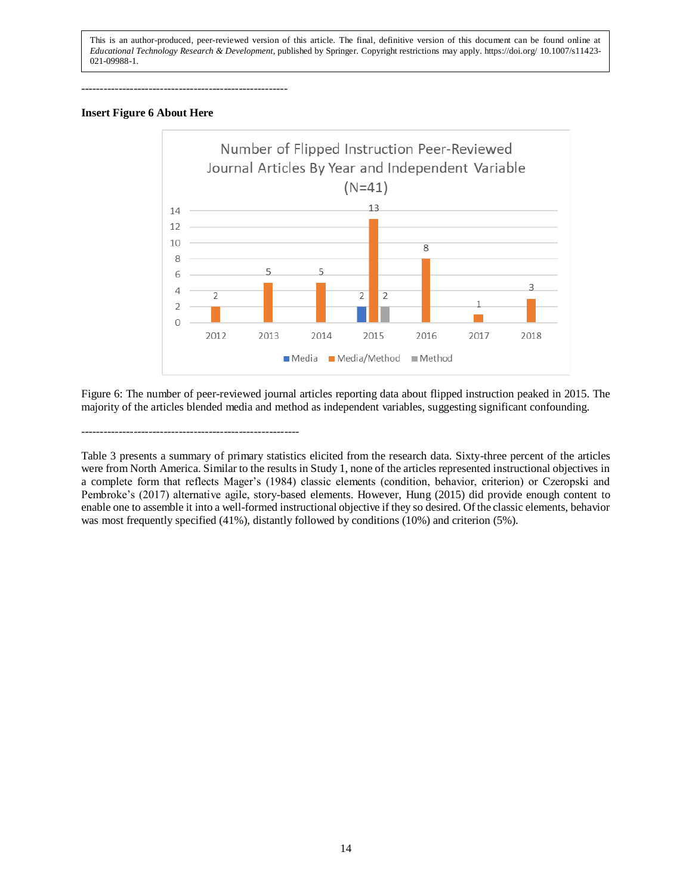This is an author-produced, peer-reviewed version of this article. The final, definitive version of this document can be found online at *Educational Technology Research & Development*, published by Springer. Copyright restrictions may apply. https://doi.org/ 10.1007/s11423-021-09988-1.

-------------------------------------------------------

**Insert Figure 6 About Here**

Figure 6: The number of peer-reviewed journal articles reporting data about flipped instruction peaked in 2015. The majority of the articles blended media and method as independent variables, suggesting significant confounding.

---------------------------------------------------------

Table 3 presents a summary of primary statistics elicited from the research data. Sixty-three percent of the articles were from North America. Similar to the results in Study 1, none of the articles represented instructional objectives in a complete form that reflects Mager's (1984) classic elements (condition, behavior, criterion) or Czeropski and Pembroke's (2017) alternative agile, story-based elements. However, Hung (2015) did provide enough content to enable one to assemble it into a well-formed instructional objective if they so desired. Of the classic elements, behavior was most frequently specified (41%), distantly followed by conditions (10%) and criterion (5%).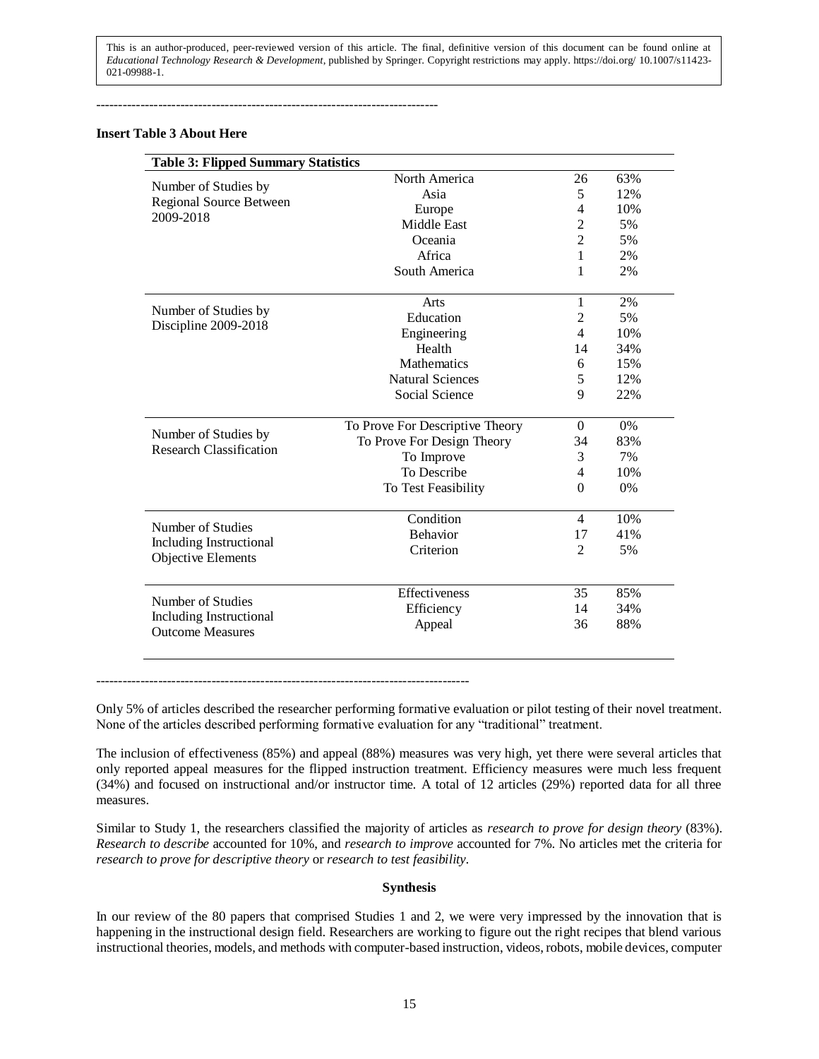This is an author-produced, peer-reviewed version of this article. The final, definitive version of this document can be found online at *Educational Technology Research & Development*, published by Springer. Copyright restrictions may apply. https://doi.org/ 10.1007/s11423-021-09988-1.

---

**Insert Table 3 About Here**

**Table 3: Flipped Summary Statistics**

| | | | |
|---|---|---|---|
| Number of Studies by Regional Source Between 2009-2018 | North America | 26 | 63% |
| | Asia | 5 | 12% |
| | Europe | 4 | 10% |
| | Middle East | 2 | 5% |
| | Oceania | 2 | 5% |
| | Africa | 1 | 2% |
| | South America | 1 | 2% |
| Number of Studies by Discipline 2009-2018 | Arts | 1 | 2% |
| | Education | 2 | 5% |
| | Engineering | 4 | 10% |
| | Health | 14 | 34% |
| | Mathematics | 6 | 15% |
| | Natural Sciences | 5 | 12% |
| | Social Science | 9 | 22% |
| Number of Studies by Research Classification | To Prove For Descriptive Theory | 0 | 0% |
| | To Prove For Design Theory | 34 | 83% |
| | To Improve | 3 | 7% |
| | To Describe | 4 | 10% |
| | To Test Feasibility | 0 | 0% |
| Number of Studies Including Instructional Objective Elements | Condition | 4 | 10% |
| | Behavior | 17 | 41% |
| | Criterion | 2 | 5% |
| Number of Studies Including Instructional Outcome Measures | Effectiveness | 35 | 85% |
| | Efficiency | 14 | 34% |
| | Appeal | 36 | 88% |

---

Only 5% of articles described the researcher performing formative evaluation or pilot testing of their novel treatment. None of the articles described performing formative evaluation for any "traditional" treatment.

The inclusion of effectiveness (85%) and appeal (88%) measures was very high, yet there were several articles that only reported appeal measures for the flipped instruction treatment. Efficiency measures were much less frequent (34%) and focused on instructional and/or instructor time. A total of 12 articles (29%) reported data for all three measures.

Similar to Study 1, the researchers classified the majority of articles as *research to prove for design theory* (83%). *Research to describe* accounted for 10%, and *research to improve* accounted for 7%. No articles met the criteria for *research to prove for descriptive theory* or *research to test feasibility*.

## Synthesis

In our review of the 80 papers that comprised Studies 1 and 2, we were very impressed by the innovation that is happening in the instructional design field. Researchers are working to figure out the right recipes that blend various instructional theories, models, and methods with computer-based instruction, videos, robots, mobile devices, computer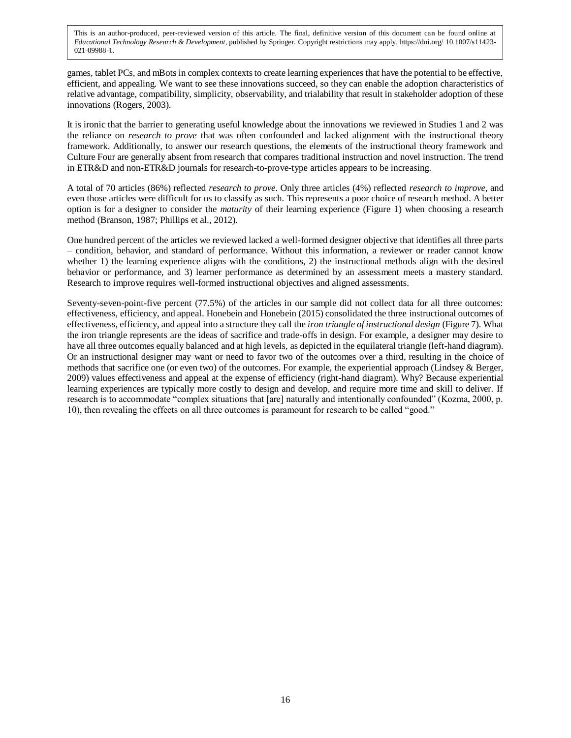games, tablet PCs, and mBots in complex contexts to create learning experiences that have the potential to be effective, efficient, and appealing. We want to see these innovations succeed, so they can enable the adoption characteristics of relative advantage, compatibility, simplicity, observability, and trialability that result in stakeholder adoption of these innovations (Rogers, 2003).

It is ironic that the barrier to generating useful knowledge about the innovations we reviewed in Studies 1 and 2 was the reliance on *research to prove* that was often confounded and lacked alignment with the instructional theory framework. Additionally, to answer our research questions, the elements of the instructional theory framework and Culture Four are generally absent from research that compares traditional instruction and novel instruction. The trend in ETR&D and non-ETR&D journals for research-to-prove-type articles appears to be increasing.

A total of 70 articles (86%) reflected *research to prove*. Only three articles (4%) reflected *research to improve*, and even those articles were difficult for us to classify as such. This represents a poor choice of research method. A better option is for a designer to consider the *maturity* of their learning experience (Figure 1) when choosing a research method (Branson, 1987; Phillips et al., 2012).

One hundred percent of the articles we reviewed lacked a well-formed designer objective that identifies all three parts – condition, behavior, and standard of performance. Without this information, a reviewer or reader cannot know whether 1) the learning experience aligns with the conditions, 2) the instructional methods align with the desired behavior or performance, and 3) learner performance as determined by an assessment meets a mastery standard. Research to improve requires well-formed instructional objectives and aligned assessments.

Seventy-seven-point-five percent (77.5%) of the articles in our sample did not collect data for all three outcomes: effectiveness, efficiency, and appeal. Honebein and Honebein (2015) consolidated the three instructional outcomes of effectiveness, efficiency, and appeal into a structure they call the *iron triangle of instructional design* (Figure 7). What the iron triangle represents are the ideas of sacrifice and trade-offs in design. For example, a designer may desire to have all three outcomes equally balanced and at high levels, as depicted in the equilateral triangle (left-hand diagram). Or an instructional designer may want or need to favor two of the outcomes over a third, resulting in the choice of methods that sacrifice one (or even two) of the outcomes. For example, the experiential approach (Lindsey & Berger, 2009) values effectiveness and appeal at the expense of efficiency (right-hand diagram). Why? Because experiential learning experiences are typically more costly to design and develop, and require more time and skill to deliver. If research is to accommodate "complex situations that [are] naturally and intentionally confounded" (Kozma, 2000, p. 10), then revealing the effects on all three outcomes is paramount for research to be called "good."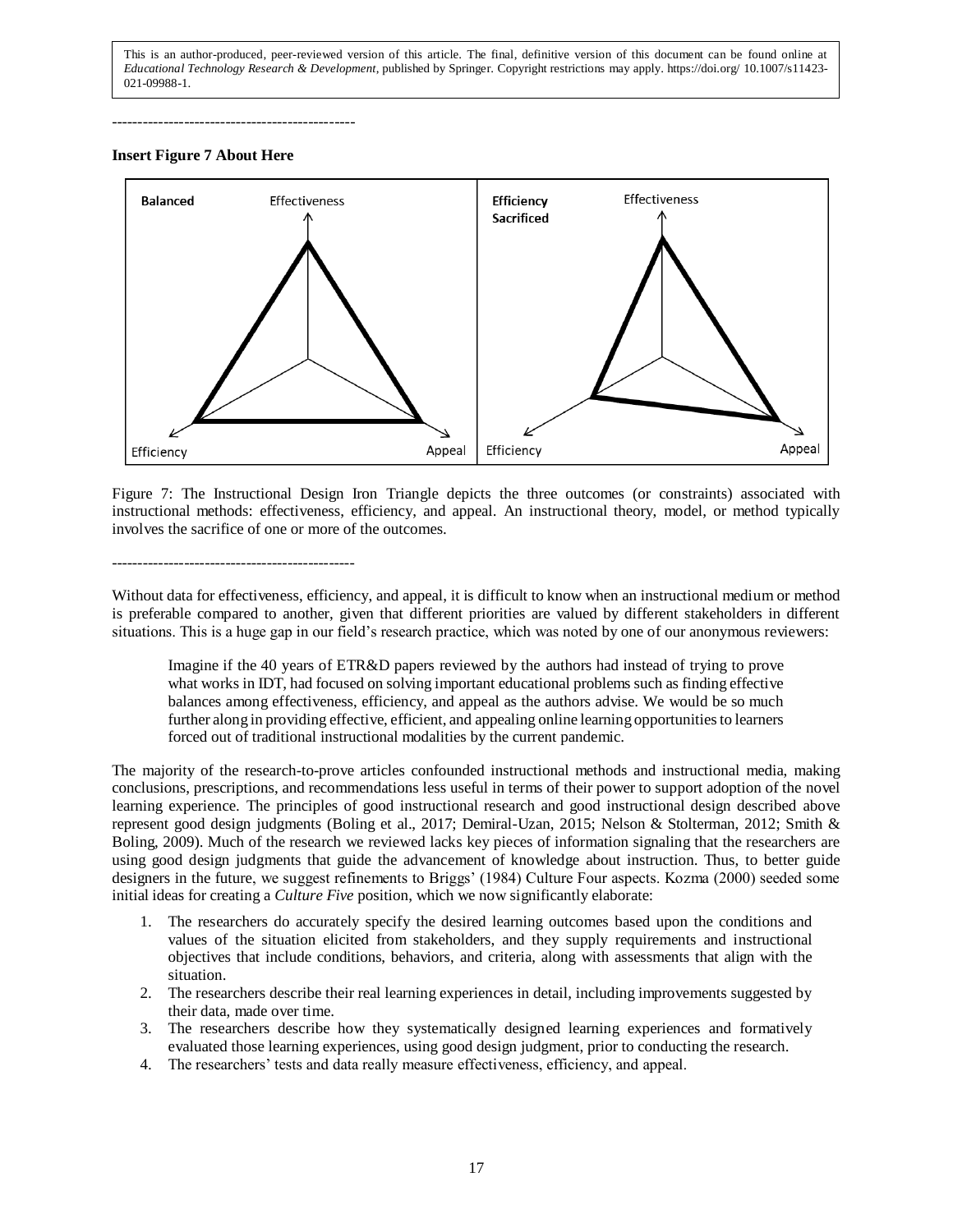-----------------------------------------------

**Insert Figure 7 About Here**

Figure 7: The Instructional Design Iron Triangle depicts the three outcomes (or constraints) associated with instructional methods: effectiveness, efficiency, and appeal. An instructional theory, model, or method typically involves the sacrifice of one or more of the outcomes.

-----------------------------------------------

Without data for effectiveness, efficiency, and appeal, it is difficult to know when an instructional medium or method is preferable compared to another, given that different priorities are valued by different stakeholders in different situations. This is a huge gap in our field's research practice, which was noted by one of our anonymous reviewers:

> Imagine if the 40 years of ETR&D papers reviewed by the authors had instead of trying to prove what works in IDT, had focused on solving important educational problems such as finding effective balances among effectiveness, efficiency, and appeal as the authors advise. We would be so much further along in providing effective, efficient, and appealing online learning opportunities to learners forced out of traditional instructional modalities by the current pandemic.

The majority of the research-to-prove articles confounded instructional methods and instructional media, making conclusions, prescriptions, and recommendations less useful in terms of their power to support adoption of the novel learning experience. The principles of good instructional research and good instructional design described above represent good design judgments (Boling et al., 2017; Demiral-Uzan, 2015; Nelson & Stolterman, 2012; Smith & Boling, 2009). Much of the research we reviewed lacks key pieces of information signaling that the researchers are using good design judgments that guide the advancement of knowledge about instruction. Thus, to better guide designers in the future, we suggest refinements to Briggs' (1984) Culture Four aspects. Kozma (2000) seeded some initial ideas for creating a *Culture Five* position, which we now significantly elaborate:

1. The researchers do accurately specify the desired learning outcomes based upon the conditions and values of the situation elicited from stakeholders, and they supply requirements and instructional objectives that include conditions, behaviors, and criteria, along with assessments that align with the situation.
2. The researchers describe their real learning experiences in detail, including improvements suggested by their data, made over time.
3. The researchers describe how they systematically designed learning experiences and formatively evaluated those learning experiences, using good design judgment, prior to conducting the research.
4. The researchers' tests and data really measure effectiveness, efficiency, and appeal.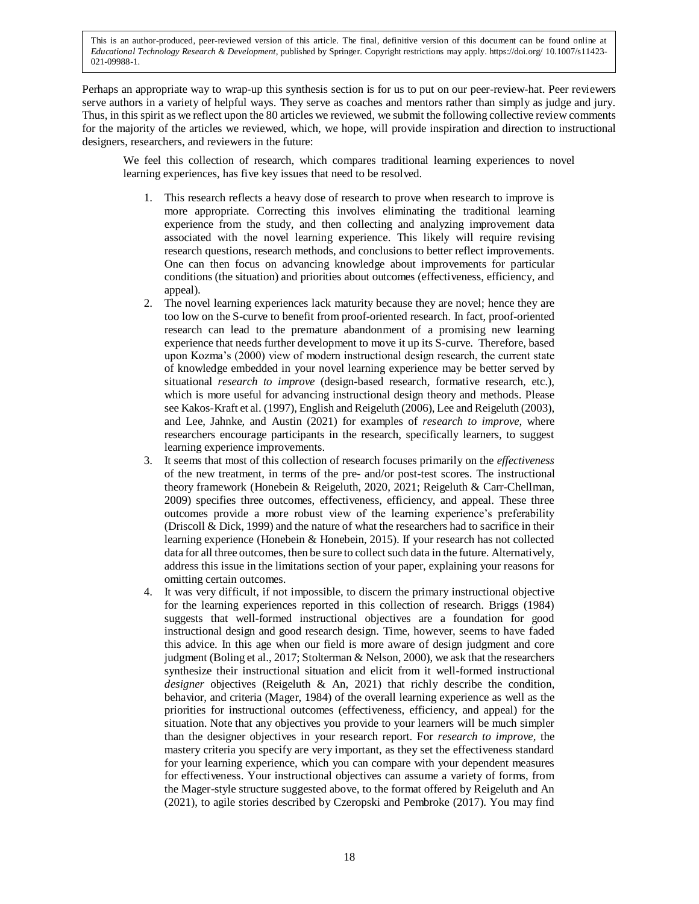Perhaps an appropriate way to wrap-up this synthesis section is for us to put on our peer-review-hat. Peer reviewers serve authors in a variety of helpful ways. They serve as coaches and mentors rather than simply as judge and jury. Thus, in this spirit as we reflect upon the 80 articles we reviewed, we submit the following collective review comments for the majority of the articles we reviewed, which, we hope, will provide inspiration and direction to instructional designers, researchers, and reviewers in the future:

> We feel this collection of research, which compares traditional learning experiences to novel learning experiences, has five key issues that need to be resolved.
>
> 1. This research reflects a heavy dose of research to prove when research to improve is more appropriate. Correcting this involves eliminating the traditional learning experience from the study, and then collecting and analyzing improvement data associated with the novel learning experience. This likely will require revising research questions, research methods, and conclusions to better reflect improvements. One can then focus on advancing knowledge about improvements for particular conditions (the situation) and priorities about outcomes (effectiveness, efficiency, and appeal).
> 2. The novel learning experiences lack maturity because they are novel; hence they are too low on the S-curve to benefit from proof-oriented research. In fact, proof-oriented research can lead to the premature abandonment of a promising new learning experience that needs further development to move it up its S-curve. Therefore, based upon Kozma's (2000) view of modern instructional design research, the current state of knowledge embedded in your novel learning experience may be better served by situational *research to improve* (design-based research, formative research, etc.), which is more useful for advancing instructional design theory and methods. Please see Kakos-Kraft et al. (1997), English and Reigeluth (2006), Lee and Reigeluth (2003), and Lee, Jahnke, and Austin (2021) for examples of *research to improve*, where researchers encourage participants in the research, specifically learners, to suggest learning experience improvements.
> 3. It seems that most of this collection of research focuses primarily on the *effectiveness* of the new treatment, in terms of the pre- and/or post-test scores. The instructional theory framework (Honebein & Reigeluth, 2020, 2021; Reigeluth & Carr-Chellman, 2009) specifies three outcomes, effectiveness, efficiency, and appeal. These three outcomes provide a more robust view of the learning experience's preferability (Driscoll & Dick, 1999) and the nature of what the researchers had to sacrifice in their learning experience (Honebein & Honebein, 2015). If your research has not collected data for all three outcomes, then be sure to collect such data in the future. Alternatively, address this issue in the limitations section of your paper, explaining your reasons for omitting certain outcomes.
> 4. It was very difficult, if not impossible, to discern the primary instructional objective for the learning experiences reported in this collection of research. Briggs (1984) suggests that well-formed instructional objectives are a foundation for good instructional design and good research design. Time, however, seems to have faded this advice. In this age when our field is more aware of design judgment and core judgment (Boling et al., 2017; Stolterman & Nelson, 2000), we ask that the researchers synthesize their instructional situation and elicit from it well-formed instructional *designer* objectives (Reigeluth & An, 2021) that richly describe the condition, behavior, and criteria (Mager, 1984) of the overall learning experience as well as the priorities for instructional outcomes (effectiveness, efficiency, and appeal) for the situation. Note that any objectives you provide to your learners will be much simpler than the designer objectives in your research report. For *research to improve*, the mastery criteria you specify are very important, as they set the effectiveness standard for your learning experience, which you can compare with your dependent measures for effectiveness. Your instructional objectives can assume a variety of forms, from the Mager-style structure suggested above, to the format offered by Reigeluth and An (2021), to agile stories described by Czeropski and Pembroke (2017). You may find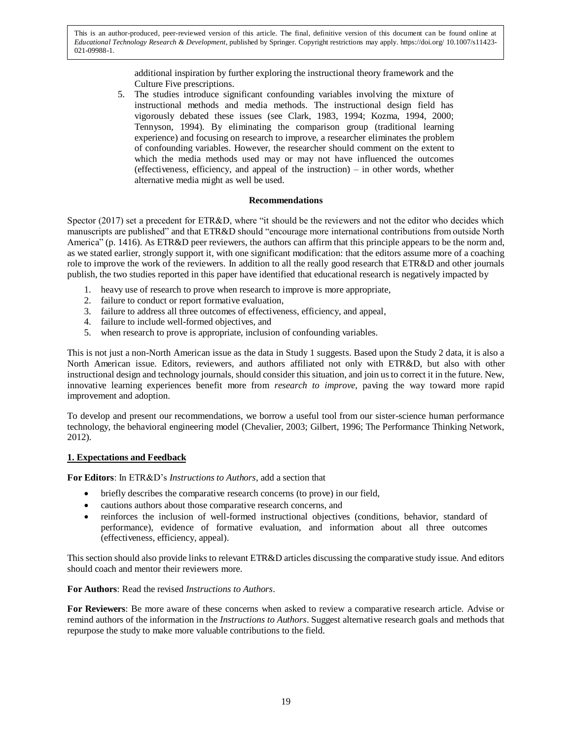additional inspiration by further exploring the instructional theory framework and the Culture Five prescriptions.

5. The studies introduce significant confounding variables involving the mixture of instructional methods and media methods. The instructional design field has vigorously debated these issues (see Clark, 1983, 1994; Kozma, 1994, 2000; Tennyson, 1994). By eliminating the comparison group (traditional learning experience) and focusing on research to improve, a researcher eliminates the problem of confounding variables. However, the researcher should comment on the extent to which the media methods used may or may not have influenced the outcomes (effectiveness, efficiency, and appeal of the instruction) – in other words, whether alternative media might as well be used.

## Recommendations

Spector (2017) set a precedent for ETR&D, where "it should be the reviewers and not the editor who decides which manuscripts are published" and that ETR&D should "encourage more international contributions from outside North America" (p. 1416). As ETR&D peer reviewers, the authors can affirm that this principle appears to be the norm and, as we stated earlier, strongly support it, with one significant modification: that the editors assume more of a coaching role to improve the work of the reviewers. In addition to all the really good research that ETR&D and other journals publish, the two studies reported in this paper have identified that educational research is negatively impacted by

1. heavy use of research to prove when research to improve is more appropriate,
2. failure to conduct or report formative evaluation,
3. failure to address all three outcomes of effectiveness, efficiency, and appeal,
4. failure to include well-formed objectives, and
5. when research to prove is appropriate, inclusion of confounding variables.

This is not just a non-North American issue as the data in Study 1 suggests. Based upon the Study 2 data, it is also a North American issue. Editors, reviewers, and authors affiliated not only with ETR&D, but also with other instructional design and technology journals, should consider this situation, and join us to correct it in the future. New, innovative learning experiences benefit more from *research to improve*, paving the way toward more rapid improvement and adoption.

To develop and present our recommendations, we borrow a useful tool from our sister-science human performance technology, the behavioral engineering model (Chevalier, 2003; Gilbert, 1996; The Performance Thinking Network, 2012).

### 1. Expectations and Feedback

**For Editors**: In ETR&D's *Instructions to Authors*, add a section that

- briefly describes the comparative research concerns (to prove) in our field,
- cautions authors about those comparative research concerns, and
- reinforces the inclusion of well-formed instructional objectives (conditions, behavior, standard of performance), evidence of formative evaluation, and information about all three outcomes (effectiveness, efficiency, appeal).

This section should also provide links to relevant ETR&D articles discussing the comparative study issue. And editors should coach and mentor their reviewers more.

**For Authors**: Read the revised *Instructions to Authors*.

**For Reviewers**: Be more aware of these concerns when asked to review a comparative research article. Advise or remind authors of the information in the *Instructions to Authors*. Suggest alternative research goals and methods that repurpose the study to make more valuable contributions to the field.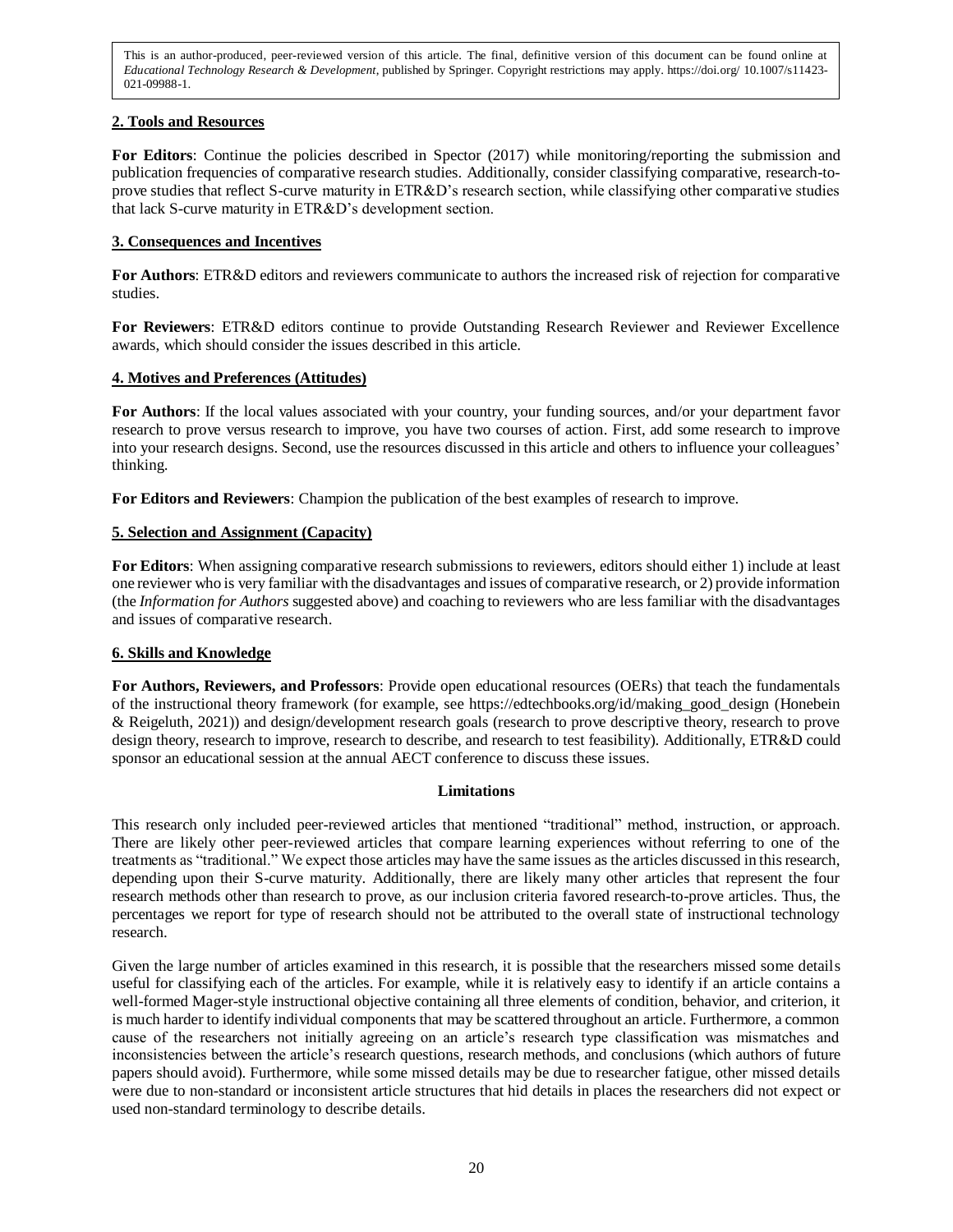This is an author-produced, peer-reviewed version of this article. The final, definitive version of this document can be found online at *Educational Technology Research & Development*, published by Springer. Copyright restrictions may apply. https://doi.org/ 10.1007/s11423-021-09988-1.

### 2. Tools and Resources

**For Editors**: Continue the policies described in Spector (2017) while monitoring/reporting the submission and publication frequencies of comparative research studies. Additionally, consider classifying comparative, research-to-prove studies that reflect S-curve maturity in ETR&D's research section, while classifying other comparative studies that lack S-curve maturity in ETR&D's development section.

### 3. Consequences and Incentives

**For Authors**: ETR&D editors and reviewers communicate to authors the increased risk of rejection for comparative studies.

**For Reviewers**: ETR&D editors continue to provide Outstanding Research Reviewer and Reviewer Excellence awards, which should consider the issues described in this article.

### 4. Motives and Preferences (Attitudes)

**For Authors**: If the local values associated with your country, your funding sources, and/or your department favor research to prove versus research to improve, you have two courses of action. First, add some research to improve into your research designs. Second, use the resources discussed in this article and others to influence your colleagues' thinking.

**For Editors and Reviewers**: Champion the publication of the best examples of research to improve.

### 5. Selection and Assignment (Capacity)

**For Editors**: When assigning comparative research submissions to reviewers, editors should either 1) include at least one reviewer who is very familiar with the disadvantages and issues of comparative research, or 2) provide information (the *Information for Authors* suggested above) and coaching to reviewers who are less familiar with the disadvantages and issues of comparative research.

### 6. Skills and Knowledge

**For Authors, Reviewers, and Professors**: Provide open educational resources (OERs) that teach the fundamentals of the instructional theory framework (for example, see https://edtechbooks.org/id/making_good_design (Honebein & Reigeluth, 2021)) and design/development research goals (research to prove descriptive theory, research to prove design theory, research to improve, research to describe, and research to test feasibility). Additionally, ETR&D could sponsor an educational session at the annual AECT conference to discuss these issues.

## Limitations

This research only included peer-reviewed articles that mentioned "traditional" method, instruction, or approach. There are likely other peer-reviewed articles that compare learning experiences without referring to one of the treatments as "traditional." We expect those articles may have the same issues as the articles discussed in this research, depending upon their S-curve maturity. Additionally, there are likely many other articles that represent the four research methods other than research to prove, as our inclusion criteria favored research-to-prove articles. Thus, the percentages we report for type of research should not be attributed to the overall state of instructional technology research.

Given the large number of articles examined in this research, it is possible that the researchers missed some details useful for classifying each of the articles. For example, while it is relatively easy to identify if an article contains a well-formed Mager-style instructional objective containing all three elements of condition, behavior, and criterion, it is much harder to identify individual components that may be scattered throughout an article. Furthermore, a common cause of the researchers not initially agreeing on an article's research type classification was mismatches and inconsistencies between the article's research questions, research methods, and conclusions (which authors of future papers should avoid). Furthermore, while some missed details may be due to researcher fatigue, other missed details were due to non-standard or inconsistent article structures that hid details in places the researchers did not expect or used non-standard terminology to describe details.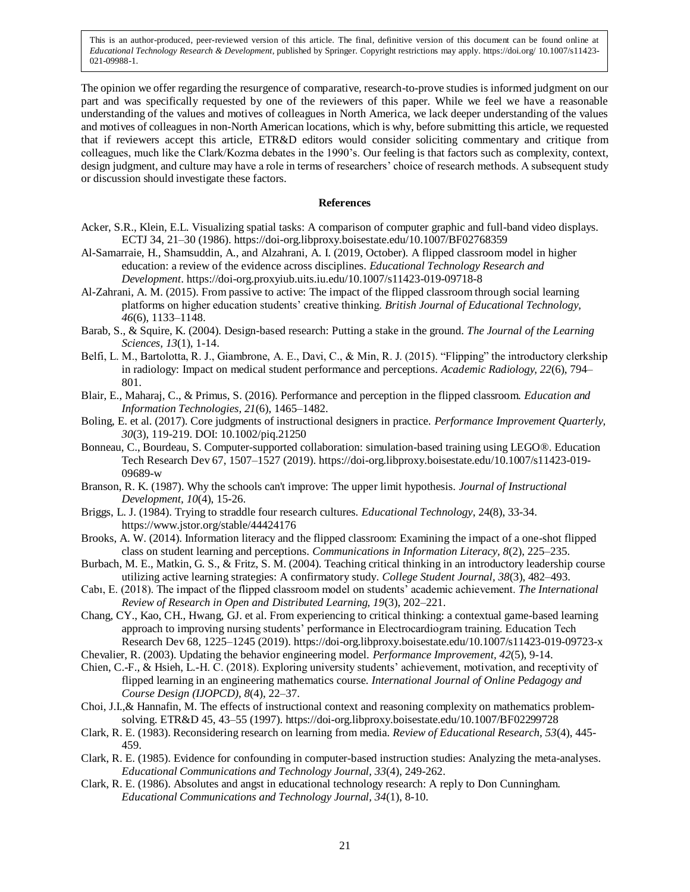This is an author-produced, peer-reviewed version of this article. The final, definitive version of this document can be found online at *Educational Technology Research & Development*, published by Springer. Copyright restrictions may apply. https://doi.org/ 10.1007/s11423-021-09988-1.

The opinion we offer regarding the resurgence of comparative, research-to-prove studies is informed judgment on our part and was specifically requested by one of the reviewers of this paper. While we feel we have a reasonable understanding of the values and motives of colleagues in North America, we lack deeper understanding of the values and motives of colleagues in non-North American locations, which is why, before submitting this article, we requested that if reviewers accept this article, ETR&D editors would consider soliciting commentary and critique from colleagues, much like the Clark/Kozma debates in the 1990's. Our feeling is that factors such as complexity, context, design judgment, and culture may have a role in terms of researchers' choice of research methods. A subsequent study or discussion should investigate these factors.

**References**

Acker, S.R., Klein, E.L. Visualizing spatial tasks: A comparison of computer graphic and full-band video displays. ECTJ 34, 21–30 (1986). https://doi-org.libproxy.boisestate.edu/10.1007/BF02768359

Al-Samarraie, H., Shamsuddin, A., and Alzahrani, A. I. (2019, October). A flipped classroom model in higher education: a review of the evidence across disciplines. *Educational Technology Research and Development*. https://doi-org.proxyiub.uits.iu.edu/10.1007/s11423-019-09718-8

Al-Zahrani, A. M. (2015). From passive to active: The impact of the flipped classroom through social learning platforms on higher education students' creative thinking. *British Journal of Educational Technology, 46*(6), 1133–1148.

Barab, S., & Squire, K. (2004). Design-based research: Putting a stake in the ground. *The Journal of the Learning Sciences, 13*(1), 1-14.

Belfi, L. M., Bartolotta, R. J., Giambrone, A. E., Davi, C., & Min, R. J. (2015). "Flipping" the introductory clerkship in radiology: Impact on medical student performance and perceptions. *Academic Radiology, 22*(6), 794–801.

Blair, E., Maharaj, C., & Primus, S. (2016). Performance and perception in the flipped classroom. *Education and Information Technologies, 21*(6), 1465–1482.

Boling, E. et al. (2017). Core judgments of instructional designers in practice. *Performance Improvement Quarterly, 30*(3), 119-219. DOI: 10.1002/piq.21250

Bonneau, C., Bourdeau, S. Computer-supported collaboration: simulation-based training using LEGO®. Education Tech Research Dev 67, 1507–1527 (2019). https://doi-org.libproxy.boisestate.edu/10.1007/s11423-019-09689-w

Branson, R. K. (1987). Why the schools can't improve: The upper limit hypothesis. *Journal of Instructional Development, 10*(4), 15-26.

Briggs, L. J. (1984). Trying to straddle four research cultures. *Educational Technology*, 24(8), 33-34. https://www.jstor.org/stable/44424176

Brooks, A. W. (2014). Information literacy and the flipped classroom: Examining the impact of a one-shot flipped class on student learning and perceptions. *Communications in Information Literacy, 8*(2), 225–235.

Burbach, M. E., Matkin, G. S., & Fritz, S. M. (2004). Teaching critical thinking in an introductory leadership course utilizing active learning strategies: A confirmatory study. *College Student Journal, 38*(3), 482–493.

Cabı, E. (2018). The impact of the flipped classroom model on students' academic achievement. *The International Review of Research in Open and Distributed Learning, 19*(3), 202–221.

Chang, CY., Kao, CH., Hwang, GJ. et al. From experiencing to critical thinking: a contextual game-based learning approach to improving nursing students' performance in Electrocardiogram training. Education Tech Research Dev 68, 1225–1245 (2019). https://doi-org.libproxy.boisestate.edu/10.1007/s11423-019-09723-x

Chevalier, R. (2003). Updating the behavior engineering model. *Performance Improvement, 42*(5), 9-14.

Chien, C.-F., & Hsieh, L.-H. C. (2018). Exploring university students' achievement, motivation, and receptivity of flipped learning in an engineering mathematics course. *International Journal of Online Pedagogy and Course Design (IJOPCD), 8*(4), 22–37.

Choi, J.I.,& Hannafin, M. The effects of instructional context and reasoning complexity on mathematics problem-solving. ETR&D 45, 43–55 (1997). https://doi-org.libproxy.boisestate.edu/10.1007/BF02299728

Clark, R. E. (1983). Reconsidering research on learning from media. *Review of Educational Research, 53*(4), 445-459.

Clark, R. E. (1985). Evidence for confounding in computer-based instruction studies: Analyzing the meta-analyses. *Educational Communications and Technology Journal, 33*(4), 249-262.

Clark, R. E. (1986). Absolutes and angst in educational technology research: A reply to Don Cunningham. *Educational Communications and Technology Journal, 34*(1), 8-10.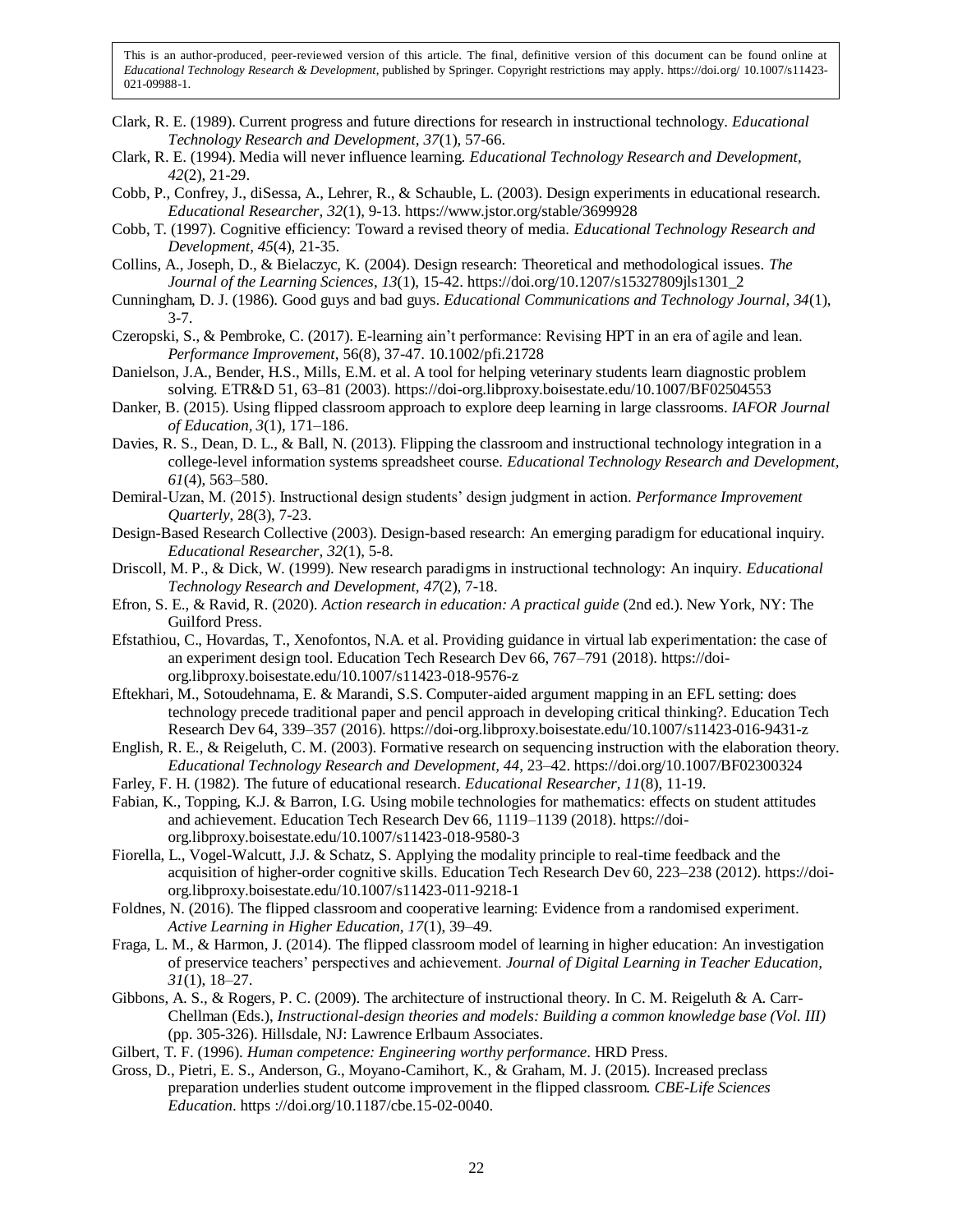Clark, R. E. (1989). Current progress and future directions for research in instructional technology. *Educational Technology Research and Development, 37*(1), 57-66.

Clark, R. E. (1994). Media will never influence learning. *Educational Technology Research and Development, 42*(2), 21-29.

Cobb, P., Confrey, J., diSessa, A., Lehrer, R., & Schauble, L. (2003). Design experiments in educational research. *Educational Researcher, 32*(1), 9-13. https://www.jstor.org/stable/3699928

Cobb, T. (1997). Cognitive efficiency: Toward a revised theory of media. *Educational Technology Research and Development, 45*(4), 21-35.

Collins, A., Joseph, D., & Bielaczyc, K. (2004). Design research: Theoretical and methodological issues. *The Journal of the Learning Sciences, 13*(1), 15-42. https://doi.org/10.1207/s15327809jls1301_2

Cunningham, D. J. (1986). Good guys and bad guys. *Educational Communications and Technology Journal, 34*(1), 3-7.

Czeropski, S., & Pembroke, C. (2017). E-learning ain't performance: Revising HPT in an era of agile and lean. *Performance Improvement*, 56(8), 37-47. 10.1002/pfi.21728

Danielson, J.A., Bender, H.S., Mills, E.M. et al. A tool for helping veterinary students learn diagnostic problem solving. ETR&D 51, 63–81 (2003). https://doi-org.libproxy.boisestate.edu/10.1007/BF02504553

Danker, B. (2015). Using flipped classroom approach to explore deep learning in large classrooms. *IAFOR Journal of Education, 3*(1), 171–186.

Davies, R. S., Dean, D. L., & Ball, N. (2013). Flipping the classroom and instructional technology integration in a college-level information systems spreadsheet course. *Educational Technology Research and Development, 61*(4), 563–580.

Demiral-Uzan, M. (2015). Instructional design students' design judgment in action. *Performance Improvement Quarterly*, 28(3), 7-23.

Design-Based Research Collective (2003). Design-based research: An emerging paradigm for educational inquiry. *Educational Researcher, 32*(1), 5-8.

Driscoll, M. P., & Dick, W. (1999). New research paradigms in instructional technology: An inquiry. *Educational Technology Research and Development, 47*(2), 7-18.

Efron, S. E., & Ravid, R. (2020). *Action research in education: A practical guide* (2nd ed.). New York, NY: The Guilford Press.

Efstathiou, C., Hovardas, T., Xenofontos, N.A. et al. Providing guidance in virtual lab experimentation: the case of an experiment design tool. Education Tech Research Dev 66, 767–791 (2018). https://doi-org.libproxy.boisestate.edu/10.1007/s11423-018-9576-z

Eftekhari, M., Sotoudehnama, E. & Marandi, S.S. Computer-aided argument mapping in an EFL setting: does technology precede traditional paper and pencil approach in developing critical thinking?. Education Tech Research Dev 64, 339–357 (2016). https://doi-org.libproxy.boisestate.edu/10.1007/s11423-016-9431-z

English, R. E., & Reigeluth, C. M. (2003). Formative research on sequencing instruction with the elaboration theory. *Educational Technology Research and Development, 44*, 23–42. https://doi.org/10.1007/BF02300324

Farley, F. H. (1982). The future of educational research. *Educational Researcher, 11*(8), 11-19.

Fabian, K., Topping, K.J. & Barron, I.G. Using mobile technologies for mathematics: effects on student attitudes and achievement. Education Tech Research Dev 66, 1119–1139 (2018). https://doi-org.libproxy.boisestate.edu/10.1007/s11423-018-9580-3

Fiorella, L., Vogel-Walcutt, J.J. & Schatz, S. Applying the modality principle to real-time feedback and the acquisition of higher-order cognitive skills. Education Tech Research Dev 60, 223–238 (2012). https://doi-org.libproxy.boisestate.edu/10.1007/s11423-011-9218-1

Foldnes, N. (2016). The flipped classroom and cooperative learning: Evidence from a randomised experiment. *Active Learning in Higher Education, 17*(1), 39–49.

Fraga, L. M., & Harmon, J. (2014). The flipped classroom model of learning in higher education: An investigation of preservice teachers' perspectives and achievement. *Journal of Digital Learning in Teacher Education, 31*(1), 18–27.

Gibbons, A. S., & Rogers, P. C. (2009). The architecture of instructional theory. In C. M. Reigeluth & A. Carr-Chellman (Eds.), *Instructional-design theories and models: Building a common knowledge base (Vol. III)* (pp. 305-326). Hillsdale, NJ: Lawrence Erlbaum Associates.

Gilbert, T. F. (1996). *Human competence: Engineering worthy performance*. HRD Press.

Gross, D., Pietri, E. S., Anderson, G., Moyano-Camihort, K., & Graham, M. J. (2015). Increased preclass preparation underlies student outcome improvement in the flipped classroom. *CBE-Life Sciences Education*. https ://doi.org/10.1187/cbe.15-02-0040.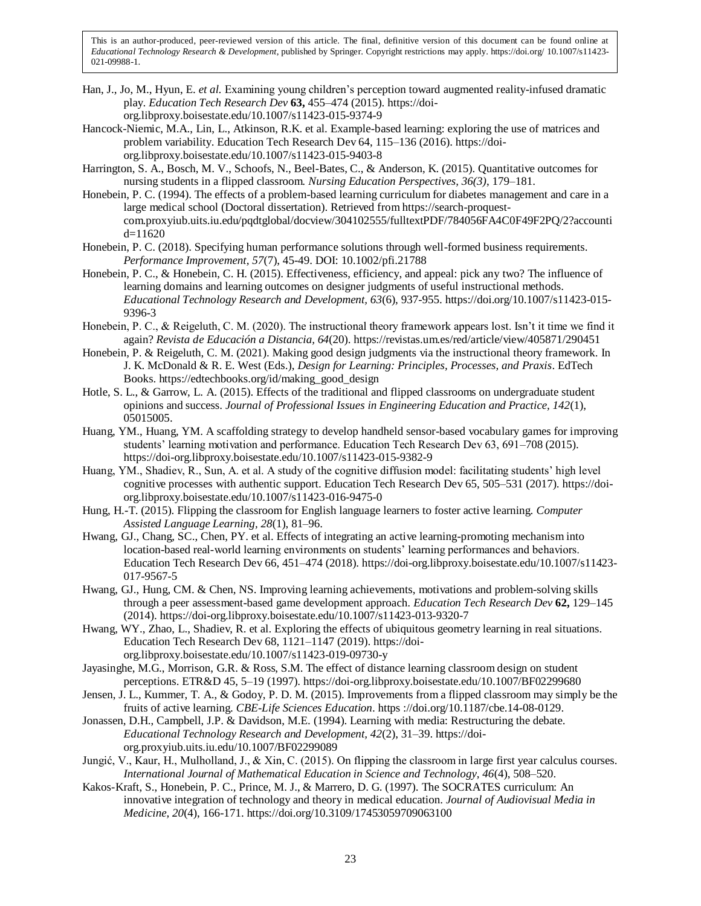This is an author-produced, peer-reviewed version of this article. The final, definitive version of this document can be found online at *Educational Technology Research & Development*, published by Springer. Copyright restrictions may apply. https://doi.org/ 10.1007/s11423-021-09988-1.

Han, J., Jo, M., Hyun, E. *et al.* Examining young children's perception toward augmented reality-infused dramatic play. *Education Tech Research Dev* **63,** 455–474 (2015). https://doi-org.libproxy.boisestate.edu/10.1007/s11423-015-9374-9

Hancock-Niemic, M.A., Lin, L., Atkinson, R.K. et al. Example-based learning: exploring the use of matrices and problem variability. Education Tech Research Dev 64, 115–136 (2016). https://doi-org.libproxy.boisestate.edu/10.1007/s11423-015-9403-8

Harrington, S. A., Bosch, M. V., Schoofs, N., Beel-Bates, C., & Anderson, K. (2015). Quantitative outcomes for nursing students in a flipped classroom. *Nursing Education Perspectives, 36(3)*, 179–181.

Honebein, P. C. (1994). The effects of a problem-based learning curriculum for diabetes management and care in a large medical school (Doctoral dissertation). Retrieved from https://search-proquest-com.proxyiub.uits.iu.edu/pqdtglobal/docview/304102555/fulltextPDF/784056FA4C0F49F2PQ/2?accountid=11620

Honebein, P. C. (2018). Specifying human performance solutions through well-formed business requirements. *Performance Improvement, 57*(7), 45-49. DOI: 10.1002/pfi.21788

Honebein, P. C., & Honebein, C. H. (2015). Effectiveness, efficiency, and appeal: pick any two? The influence of learning domains and learning outcomes on designer judgments of useful instructional methods. *Educational Technology Research and Development, 63*(6), 937-955. https://doi.org/10.1007/s11423-015-9396-3

Honebein, P. C., & Reigeluth, C. M. (2020). The instructional theory framework appears lost. Isn't it time we find it again? *Revista de Educación a Distancia, 64*(20). https://revistas.um.es/red/article/view/405871/290451

Honebein, P. & Reigeluth, C. M. (2021). Making good design judgments via the instructional theory framework. In J. K. McDonald & R. E. West (Eds.), *Design for Learning: Principles, Processes, and Praxis*. EdTech Books. https://edtechbooks.org/id/making_good_design

Hotle, S. L., & Garrow, L. A. (2015). Effects of the traditional and flipped classrooms on undergraduate student opinions and success. *Journal of Professional Issues in Engineering Education and Practice, 142*(1), 05015005.

Huang, YM., Huang, YM. A scaffolding strategy to develop handheld sensor-based vocabulary games for improving students' learning motivation and performance. Education Tech Research Dev 63, 691–708 (2015). https://doi-org.libproxy.boisestate.edu/10.1007/s11423-015-9382-9

Huang, YM., Shadiev, R., Sun, A. et al. A study of the cognitive diffusion model: facilitating students' high level cognitive processes with authentic support. Education Tech Research Dev 65, 505–531 (2017). https://doi-org.libproxy.boisestate.edu/10.1007/s11423-016-9475-0

Hung, H.-T. (2015). Flipping the classroom for English language learners to foster active learning. *Computer Assisted Language Learning, 28*(1), 81–96.

Hwang, GJ., Chang, SC., Chen, PY. et al. Effects of integrating an active learning-promoting mechanism into location-based real-world learning environments on students' learning performances and behaviors. Education Tech Research Dev 66, 451–474 (2018). https://doi-org.libproxy.boisestate.edu/10.1007/s11423-017-9567-5

Hwang, GJ., Hung, CM. & Chen, NS. Improving learning achievements, motivations and problem-solving skills through a peer assessment-based game development approach. *Education Tech Research Dev* **62,** 129–145 (2014). https://doi-org.libproxy.boisestate.edu/10.1007/s11423-013-9320-7

Hwang, WY., Zhao, L., Shadiev, R. et al. Exploring the effects of ubiquitous geometry learning in real situations. Education Tech Research Dev 68, 1121–1147 (2019). https://doi-org.libproxy.boisestate.edu/10.1007/s11423-019-09730-y

Jayasinghe, M.G., Morrison, G.R. & Ross, S.M. The effect of distance learning classroom design on student perceptions. ETR&D 45, 5–19 (1997). https://doi-org.libproxy.boisestate.edu/10.1007/BF02299680

Jensen, J. L., Kummer, T. A., & Godoy, P. D. M. (2015). Improvements from a flipped classroom may simply be the fruits of active learning. *CBE-Life Sciences Education*. https ://doi.org/10.1187/cbe.14-08-0129.

Jonassen, D.H., Campbell, J.P. & Davidson, M.E. (1994). Learning with media: Restructuring the debate. *Educational Technology Research and Development, 42*(2), 31–39. https://doi-org.proxyiub.uits.iu.edu/10.1007/BF02299089

Jungić, V., Kaur, H., Mulholland, J., & Xin, C. (2015). On flipping the classroom in large first year calculus courses. *International Journal of Mathematical Education in Science and Technology, 46*(4), 508–520.

Kakos-Kraft, S., Honebein, P. C., Prince, M. J., & Marrero, D. G. (1997). The SOCRATES curriculum: An innovative integration of technology and theory in medical education. *Journal of Audiovisual Media in Medicine, 20*(4), 166-171. https://doi.org/10.3109/17453059709063100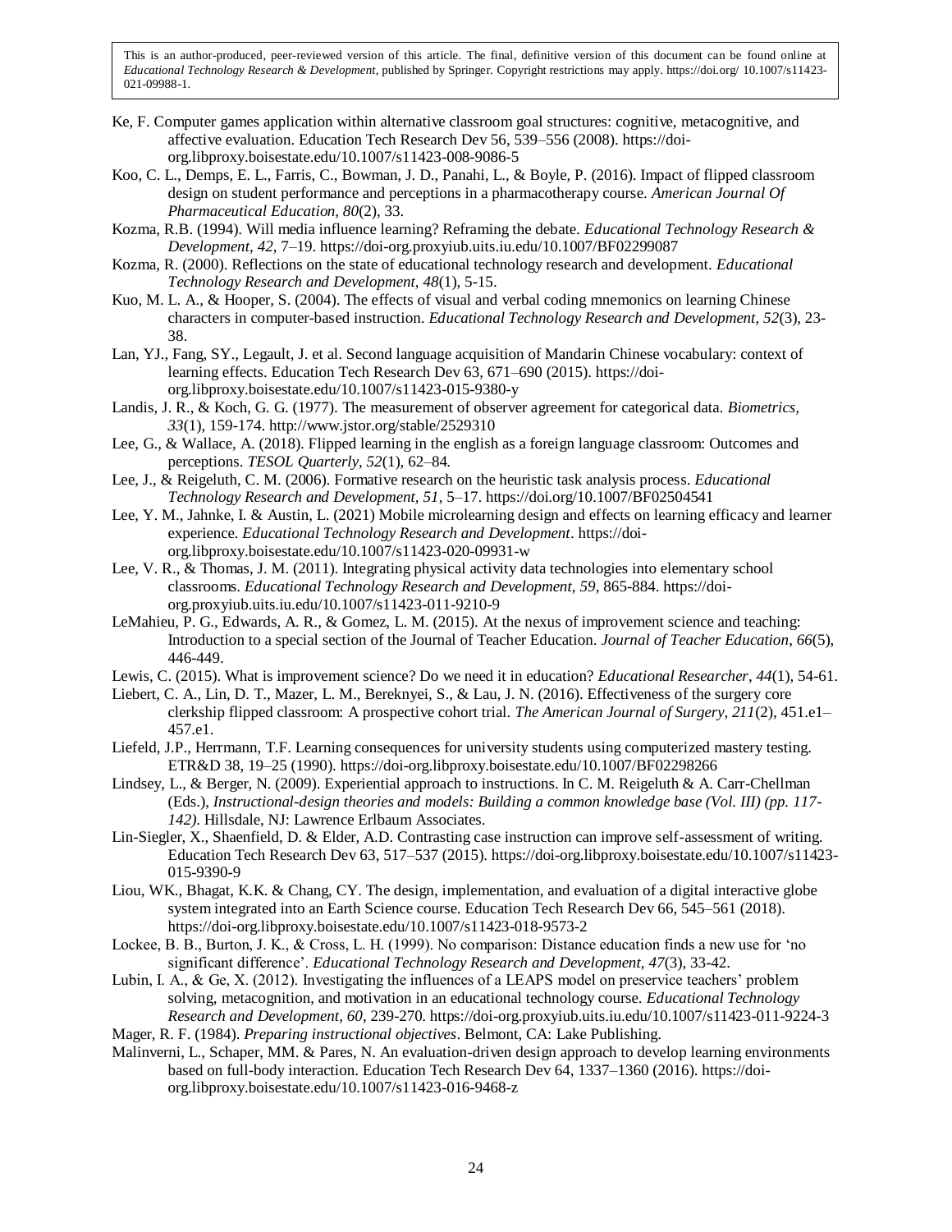Ke, F. Computer games application within alternative classroom goal structures: cognitive, metacognitive, and affective evaluation. Education Tech Research Dev 56, 539–556 (2008). https://doi-org.libproxy.boisestate.edu/10.1007/s11423-008-9086-5

Koo, C. L., Demps, E. L., Farris, C., Bowman, J. D., Panahi, L., & Boyle, P. (2016). Impact of flipped classroom design on student performance and perceptions in a pharmacotherapy course. *American Journal Of Pharmaceutical Education, 80*(2), 33.

Kozma, R.B. (1994). Will media influence learning? Reframing the debate. *Educational Technology Research & Development, 42*, 7–19. https://doi-org.proxyiub.uits.iu.edu/10.1007/BF02299087

Kozma, R. (2000). Reflections on the state of educational technology research and development. *Educational Technology Research and Development, 48*(1), 5-15.

Kuo, M. L. A., & Hooper, S. (2004). The effects of visual and verbal coding mnemonics on learning Chinese characters in computer-based instruction. *Educational Technology Research and Development, 52*(3), 23-38.

Lan, YJ., Fang, SY., Legault, J. et al. Second language acquisition of Mandarin Chinese vocabulary: context of learning effects. Education Tech Research Dev 63, 671–690 (2015). https://doi-org.libproxy.boisestate.edu/10.1007/s11423-015-9380-y

Landis, J. R., & Koch, G. G. (1977). The measurement of observer agreement for categorical data. *Biometrics, 33*(1), 159-174. http://www.jstor.org/stable/2529310

Lee, G., & Wallace, A. (2018). Flipped learning in the english as a foreign language classroom: Outcomes and perceptions. *TESOL Quarterly, 52*(1), 62–84.

Lee, J., & Reigeluth, C. M. (2006). Formative research on the heuristic task analysis process. *Educational Technology Research and Development, 51*, 5–17. https://doi.org/10.1007/BF02504541

Lee, Y. M., Jahnke, I. & Austin, L. (2021) Mobile microlearning design and effects on learning efficacy and learner experience. *Educational Technology Research and Development*. https://doi-org.libproxy.boisestate.edu/10.1007/s11423-020-09931-w

Lee, V. R., & Thomas, J. M. (2011). Integrating physical activity data technologies into elementary school classrooms. *Educational Technology Research and Development, 59*, 865-884. https://doi-org.proxyiub.uits.iu.edu/10.1007/s11423-011-9210-9

LeMahieu, P. G., Edwards, A. R., & Gomez, L. M. (2015). At the nexus of improvement science and teaching: Introduction to a special section of the Journal of Teacher Education. *Journal of Teacher Education, 66*(5), 446-449.

Lewis, C. (2015). What is improvement science? Do we need it in education? *Educational Researcher, 44*(1), 54-61.

Liebert, C. A., Lin, D. T., Mazer, L. M., Bereknyei, S., & Lau, J. N. (2016). Effectiveness of the surgery core clerkship flipped classroom: A prospective cohort trial. *The American Journal of Surgery, 211*(2), 451.e1–457.e1.

Liefeld, J.P., Herrmann, T.F. Learning consequences for university students using computerized mastery testing. ETR&D 38, 19–25 (1990). https://doi-org.libproxy.boisestate.edu/10.1007/BF02298266

Lindsey, L., & Berger, N. (2009). Experiential approach to instructions. In C. M. Reigeluth & A. Carr-Chellman (Eds.), *Instructional-design theories and models: Building a common knowledge base (Vol. III) (pp. 117-142)*. Hillsdale, NJ: Lawrence Erlbaum Associates.

Lin-Siegler, X., Shaenfield, D. & Elder, A.D. Contrasting case instruction can improve self-assessment of writing. Education Tech Research Dev 63, 517–537 (2015). https://doi-org.libproxy.boisestate.edu/10.1007/s11423-015-9390-9

Liou, WK., Bhagat, K.K. & Chang, CY. The design, implementation, and evaluation of a digital interactive globe system integrated into an Earth Science course. Education Tech Research Dev 66, 545–561 (2018). https://doi-org.libproxy.boisestate.edu/10.1007/s11423-018-9573-2

Lockee, B. B., Burton, J. K., & Cross, L. H. (1999). No comparison: Distance education finds a new use for 'no significant difference'. *Educational Technology Research and Development, 47*(3), 33-42.

Lubin, I. A., & Ge, X. (2012). Investigating the influences of a LEAPS model on preservice teachers' problem solving, metacognition, and motivation in an educational technology course. *Educational Technology Research and Development, 60*, 239-270. https://doi-org.proxyiub.uits.iu.edu/10.1007/s11423-011-9224-3

Mager, R. F. (1984). *Preparing instructional objectives*. Belmont, CA: Lake Publishing.

Malinverni, L., Schaper, MM. & Pares, N. An evaluation-driven design approach to develop learning environments based on full-body interaction. Education Tech Research Dev 64, 1337–1360 (2016). https://doi-org.libproxy.boisestate.edu/10.1007/s11423-016-9468-z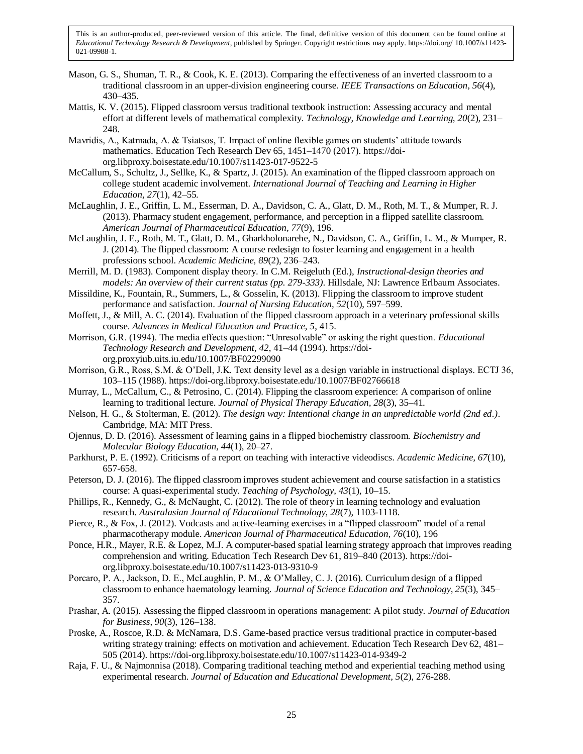This is an author-produced, peer-reviewed version of this article. The final, definitive version of this document can be found online at *Educational Technology Research & Development*, published by Springer. Copyright restrictions may apply. https://doi.org/ 10.1007/s11423-021-09988-1.

Mason, G. S., Shuman, T. R., & Cook, K. E. (2013). Comparing the effectiveness of an inverted classroom to a traditional classroom in an upper-division engineering course. *IEEE Transactions on Education, 56*(4), 430–435.

Mattis, K. V. (2015). Flipped classroom versus traditional textbook instruction: Assessing accuracy and mental effort at different levels of mathematical complexity. *Technology, Knowledge and Learning, 20*(2), 231–248.

Mavridis, A., Katmada, A. & Tsiatsos, T. Impact of online flexible games on students' attitude towards mathematics. Education Tech Research Dev 65, 1451–1470 (2017). https://doi-org.libproxy.boisestate.edu/10.1007/s11423-017-9522-5

McCallum, S., Schultz, J., Sellke, K., & Spartz, J. (2015). An examination of the flipped classroom approach on college student academic involvement. *International Journal of Teaching and Learning in Higher Education, 27*(1), 42–55.

McLaughlin, J. E., Griffin, L. M., Esserman, D. A., Davidson, C. A., Glatt, D. M., Roth, M. T., & Mumper, R. J. (2013). Pharmacy student engagement, performance, and perception in a flipped satellite classroom. *American Journal of Pharmaceutical Education, 77*(9), 196.

McLaughlin, J. E., Roth, M. T., Glatt, D. M., Gharkholonarehe, N., Davidson, C. A., Griffin, L. M., & Mumper, R. J. (2014). The flipped classroom: A course redesign to foster learning and engagement in a health professions school. *Academic Medicine, 89*(2), 236–243.

Merrill, M. D. (1983). Component display theory. In C.M. Reigeluth (Ed.), *Instructional-design theories and models: An overview of their current status (pp. 279-333)*. Hillsdale, NJ: Lawrence Erlbaum Associates.

Missildine, K., Fountain, R., Summers, L., & Gosselin, K. (2013). Flipping the classroom to improve student performance and satisfaction. *Journal of Nursing Education, 52*(10), 597–599.

Moffett, J., & Mill, A. C. (2014). Evaluation of the flipped classroom approach in a veterinary professional skills course. *Advances in Medical Education and Practice, 5*, 415.

Morrison, G.R. (1994). The media effects question: "Unresolvable" or asking the right question. *Educational Technology Research and Development, 42*, 41–44 (1994). https://doi-org.proxyiub.uits.iu.edu/10.1007/BF02299090

Morrison, G.R., Ross, S.M. & O'Dell, J.K. Text density level as a design variable in instructional displays. ECTJ 36, 103–115 (1988). https://doi-org.libproxy.boisestate.edu/10.1007/BF02766618

Murray, L., McCallum, C., & Petrosino, C. (2014). Flipping the classroom experience: A comparison of online learning to traditional lecture. *Journal of Physical Therapy Education, 28*(3), 35–41.

Nelson, H. G., & Stolterman, E. (2012). *The design way: Intentional change in an unpredictable world (2nd ed.)*. Cambridge, MA: MIT Press.

Ojennus, D. D. (2016). Assessment of learning gains in a flipped biochemistry classroom. *Biochemistry and Molecular Biology Education, 44*(1), 20–27.

Parkhurst, P. E. (1992). Criticisms of a report on teaching with interactive videodiscs. *Academic Medicine, 67*(10), 657-658.

Peterson, D. J. (2016). The flipped classroom improves student achievement and course satisfaction in a statistics course: A quasi-experimental study. *Teaching of Psychology, 43*(1), 10–15.

Phillips, R., Kennedy, G., & McNaught, C. (2012). The role of theory in learning technology and evaluation research. *Australasian Journal of Educational Technology, 28*(7), 1103-1118.

Pierce, R., & Fox, J. (2012). Vodcasts and active-learning exercises in a "flipped classroom" model of a renal pharmacotherapy module. *American Journal of Pharmaceutical Education, 76*(10), 196

Ponce, H.R., Mayer, R.E. & Lopez, M.J. A computer-based spatial learning strategy approach that improves reading comprehension and writing. Education Tech Research Dev 61, 819–840 (2013). https://doi-org.libproxy.boisestate.edu/10.1007/s11423-013-9310-9

Porcaro, P. A., Jackson, D. E., McLaughlin, P. M., & O'Malley, C. J. (2016). Curriculum design of a flipped classroom to enhance haematology learning. *Journal of Science Education and Technology, 25*(3), 345–357.

Prashar, A. (2015). Assessing the flipped classroom in operations management: A pilot study. *Journal of Education for Business, 90*(3), 126–138.

Proske, A., Roscoe, R.D. & McNamara, D.S. Game-based practice versus traditional practice in computer-based writing strategy training: effects on motivation and achievement. Education Tech Research Dev 62, 481–505 (2014). https://doi-org.libproxy.boisestate.edu/10.1007/s11423-014-9349-2

Raja, F. U., & Najmonnisa (2018). Comparing traditional teaching method and experiential teaching method using experimental research. *Journal of Education and Educational Development, 5*(2), 276-288.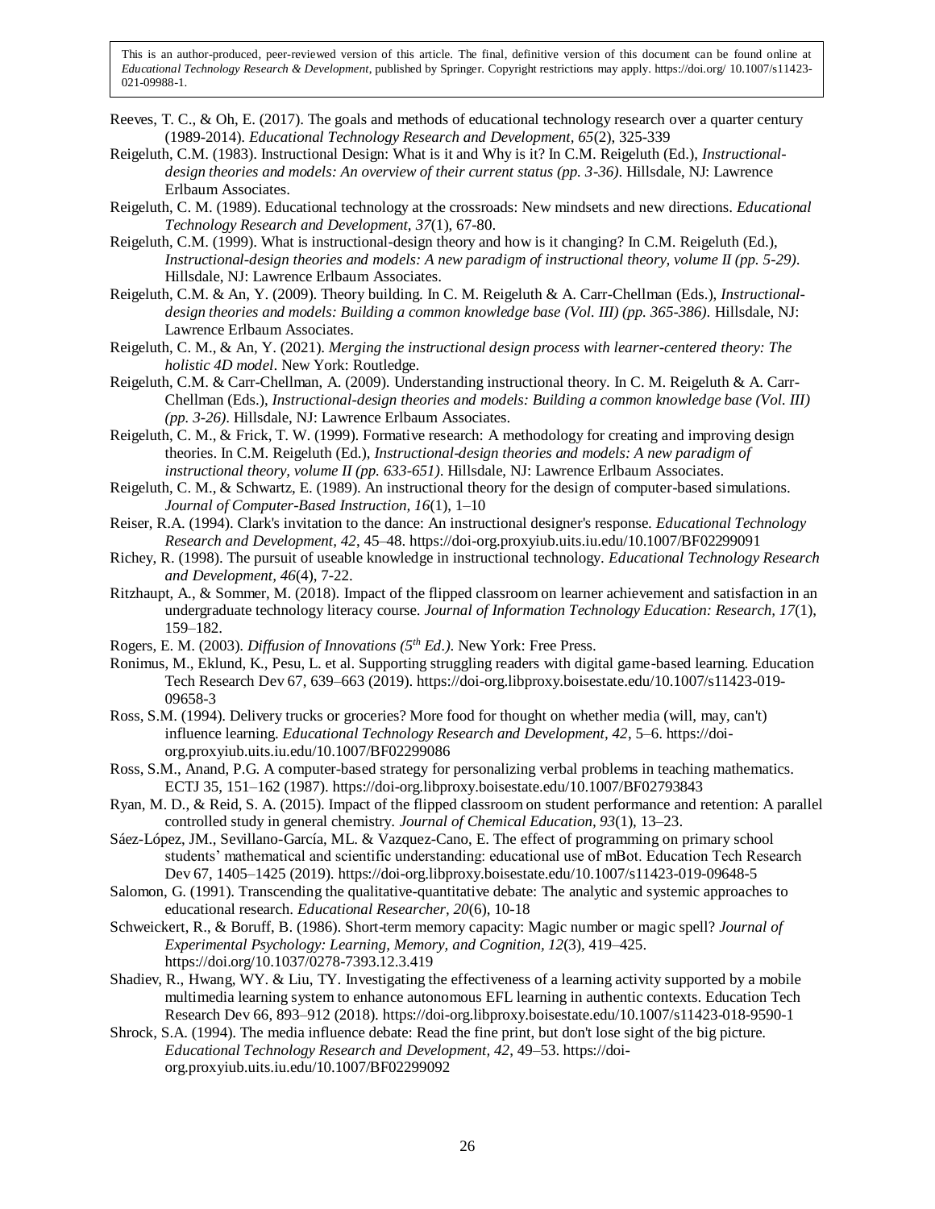Reeves, T. C., & Oh, E. (2017). The goals and methods of educational technology research over a quarter century (1989-2014). *Educational Technology Research and Development, 65*(2), 325-339

Reigeluth, C.M. (1983). Instructional Design: What is it and Why is it? In C.M. Reigeluth (Ed.), *Instructional-design theories and models: An overview of their current status (pp. 3-36)*. Hillsdale, NJ: Lawrence Erlbaum Associates.

Reigeluth, C. M. (1989). Educational technology at the crossroads: New mindsets and new directions. *Educational Technology Research and Development, 37*(1), 67-80.

Reigeluth, C.M. (1999). What is instructional-design theory and how is it changing? In C.M. Reigeluth (Ed.), *Instructional-design theories and models: A new paradigm of instructional theory, volume II (pp. 5-29)*. Hillsdale, NJ: Lawrence Erlbaum Associates.

Reigeluth, C.M. & An, Y. (2009). Theory building. In C. M. Reigeluth & A. Carr-Chellman (Eds.), *Instructional-design theories and models: Building a common knowledge base (Vol. III) (pp. 365-386)*. Hillsdale, NJ: Lawrence Erlbaum Associates.

Reigeluth, C. M., & An, Y. (2021). *Merging the instructional design process with learner-centered theory: The holistic 4D model*. New York: Routledge.

Reigeluth, C.M. & Carr-Chellman, A. (2009). Understanding instructional theory. In C. M. Reigeluth & A. Carr-Chellman (Eds.), *Instructional-design theories and models: Building a common knowledge base (Vol. III) (pp. 3-26)*. Hillsdale, NJ: Lawrence Erlbaum Associates.

Reigeluth, C. M., & Frick, T. W. (1999). Formative research: A methodology for creating and improving design theories. In C.M. Reigeluth (Ed.), *Instructional-design theories and models: A new paradigm of instructional theory, volume II (pp. 633-651)*. Hillsdale, NJ: Lawrence Erlbaum Associates.

Reigeluth, C. M., & Schwartz, E. (1989). An instructional theory for the design of computer-based simulations. *Journal of Computer-Based Instruction, 16*(1), 1–10

Reiser, R.A. (1994). Clark's invitation to the dance: An instructional designer's response. *Educational Technology Research and Development, 42*, 45–48. https://doi-org.proxyiub.uits.iu.edu/10.1007/BF02299091

Richey, R. (1998). The pursuit of useable knowledge in instructional technology. *Educational Technology Research and Development, 46*(4), 7-22.

Ritzhaupt, A., & Sommer, M. (2018). Impact of the flipped classroom on learner achievement and satisfaction in an undergraduate technology literacy course. *Journal of Information Technology Education: Research, 17*(1), 159–182.

Rogers, E. M. (2003). *Diffusion of Innovations (5th Ed.)*. New York: Free Press.

Ronimus, M., Eklund, K., Pesu, L. et al. Supporting struggling readers with digital game-based learning. Education Tech Research Dev 67, 639–663 (2019). https://doi-org.libproxy.boisestate.edu/10.1007/s11423-019-09658-3

Ross, S.M. (1994). Delivery trucks or groceries? More food for thought on whether media (will, may, can't) influence learning. *Educational Technology Research and Development, 42*, 5–6. https://doi-org.proxyiub.uits.iu.edu/10.1007/BF02299086

Ross, S.M., Anand, P.G. A computer-based strategy for personalizing verbal problems in teaching mathematics. ECTJ 35, 151–162 (1987). https://doi-org.libproxy.boisestate.edu/10.1007/BF02793843

Ryan, M. D., & Reid, S. A. (2015). Impact of the flipped classroom on student performance and retention: A parallel controlled study in general chemistry. *Journal of Chemical Education, 93*(1), 13–23.

Sáez-López, JM., Sevillano-García, ML. & Vazquez-Cano, E. The effect of programming on primary school students' mathematical and scientific understanding: educational use of mBot. Education Tech Research Dev 67, 1405–1425 (2019). https://doi-org.libproxy.boisestate.edu/10.1007/s11423-019-09648-5

Salomon, G. (1991). Transcending the qualitative-quantitative debate: The analytic and systemic approaches to educational research. *Educational Researcher, 20*(6), 10-18

Schweickert, R., & Boruff, B. (1986). Short-term memory capacity: Magic number or magic spell? *Journal of Experimental Psychology: Learning, Memory, and Cognition, 12*(3), 419–425. https://doi.org/10.1037/0278-7393.12.3.419

Shadiev, R., Hwang, WY. & Liu, TY. Investigating the effectiveness of a learning activity supported by a mobile multimedia learning system to enhance autonomous EFL learning in authentic contexts. Education Tech Research Dev 66, 893–912 (2018). https://doi-org.libproxy.boisestate.edu/10.1007/s11423-018-9590-1

Shrock, S.A. (1994). The media influence debate: Read the fine print, but don't lose sight of the big picture. *Educational Technology Research and Development, 42*, 49–53. https://doi-org.proxyiub.uits.iu.edu/10.1007/BF02299092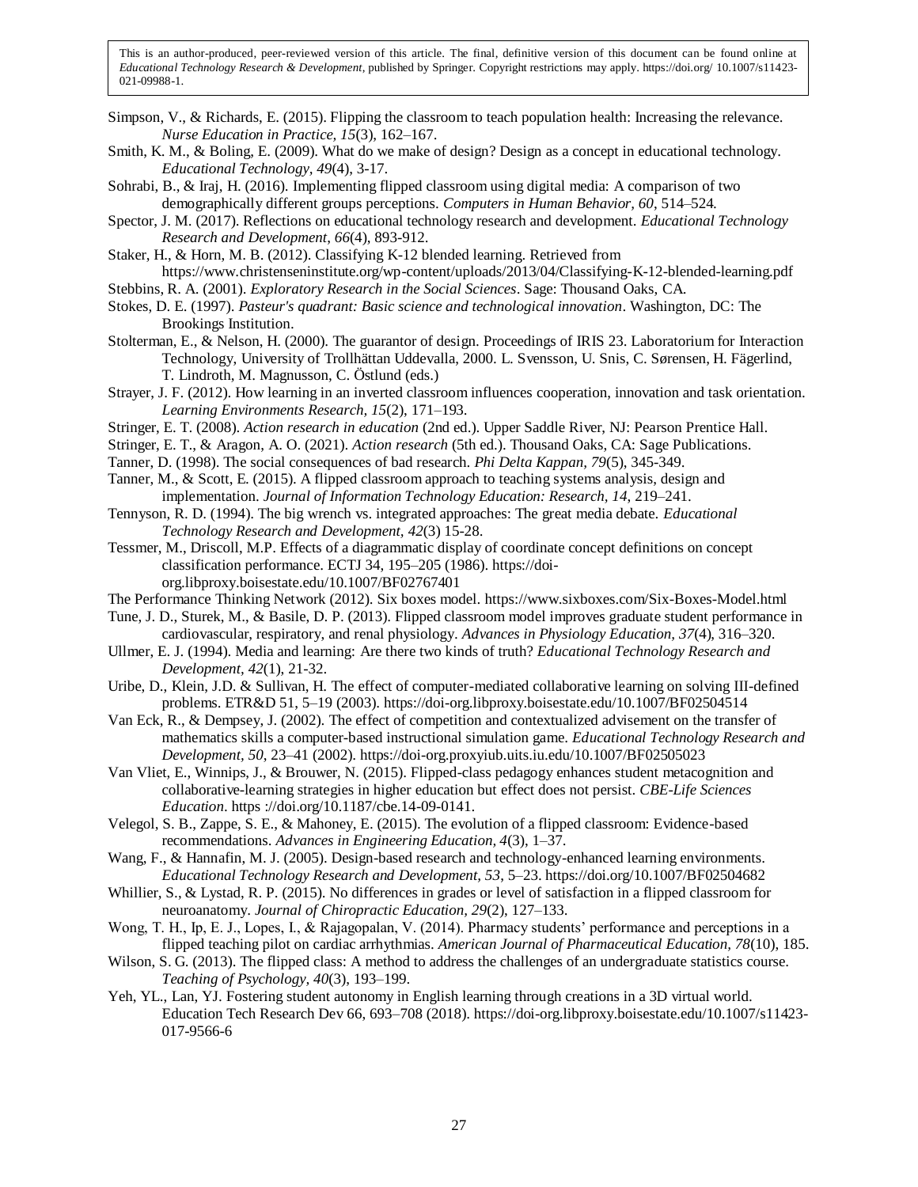Simpson, V., & Richards, E. (2015). Flipping the classroom to teach population health: Increasing the relevance. *Nurse Education in Practice, 15*(3), 162–167.

Smith, K. M., & Boling, E. (2009). What do we make of design? Design as a concept in educational technology. *Educational Technology*, *49*(4), 3-17.

Sohrabi, B., & Iraj, H. (2016). Implementing flipped classroom using digital media: A comparison of two demographically different groups perceptions. *Computers in Human Behavior, 60*, 514–524.

Spector, J. M. (2017). Reflections on educational technology research and development. *Educational Technology Research and Development*, *66*(4), 893-912.

Staker, H., & Horn, M. B. (2012). Classifying K-12 blended learning. Retrieved from https://www.christenseninstitute.org/wp-content/uploads/2013/04/Classifying-K-12-blended-learning.pdf

Stebbins, R. A. (2001). *Exploratory Research in the Social Sciences*. Sage: Thousand Oaks, CA.

Stokes, D. E. (1997). *Pasteur's quadrant: Basic science and technological innovation*. Washington, DC: The Brookings Institution.

Stolterman, E., & Nelson, H. (2000). The guarantor of design. Proceedings of IRIS 23. Laboratorium for Interaction Technology, University of Trollhättan Uddevalla, 2000. L. Svensson, U. Snis, C. Sørensen, H. Fägerlind, T. Lindroth, M. Magnusson, C. Östlund (eds.)

Strayer, J. F. (2012). How learning in an inverted classroom influences cooperation, innovation and task orientation. *Learning Environments Research, 15*(2), 171–193.

Stringer, E. T. (2008). *Action research in education* (2nd ed.). Upper Saddle River, NJ: Pearson Prentice Hall.

Stringer, E. T., & Aragon, A. O. (2021). *Action research* (5th ed.). Thousand Oaks, CA: Sage Publications.

Tanner, D. (1998). The social consequences of bad research. *Phi Delta Kappan, 79*(5), 345-349.

Tanner, M., & Scott, E. (2015). A flipped classroom approach to teaching systems analysis, design and implementation. *Journal of Information Technology Education: Research, 14*, 219–241.

Tennyson, R. D. (1994). The big wrench vs. integrated approaches: The great media debate. *Educational Technology Research and Development, 42*(3) 15-28.

Tessmer, M., Driscoll, M.P. Effects of a diagrammatic display of coordinate concept definitions on concept classification performance. ECTJ 34, 195–205 (1986). https://doi-org.libproxy.boisestate.edu/10.1007/BF02767401

The Performance Thinking Network (2012). Six boxes model. https://www.sixboxes.com/Six-Boxes-Model.html

Tune, J. D., Sturek, M., & Basile, D. P. (2013). Flipped classroom model improves graduate student performance in cardiovascular, respiratory, and renal physiology. *Advances in Physiology Education, 37*(4), 316–320.

Ullmer, E. J. (1994). Media and learning: Are there two kinds of truth? *Educational Technology Research and Development, 42*(1), 21-32.

Uribe, D., Klein, J.D. & Sullivan, H. The effect of computer-mediated collaborative learning on solving III-defined problems. ETR&D 51, 5–19 (2003). https://doi-org.libproxy.boisestate.edu/10.1007/BF02504514

Van Eck, R., & Dempsey, J. (2002). The effect of competition and contextualized advisement on the transfer of mathematics skills a computer-based instructional simulation game. *Educational Technology Research and Development, 50*, 23–41 (2002). https://doi-org.proxyiub.uits.iu.edu/10.1007/BF02505023

Van Vliet, E., Winnips, J., & Brouwer, N. (2015). Flipped-class pedagogy enhances student metacognition and collaborative-learning strategies in higher education but effect does not persist. *CBE-Life Sciences Education*. https ://doi.org/10.1187/cbe.14-09-0141.

Velegol, S. B., Zappe, S. E., & Mahoney, E. (2015). The evolution of a flipped classroom: Evidence-based recommendations. *Advances in Engineering Education, 4*(3), 1–37.

Wang, F., & Hannafin, M. J. (2005). Design-based research and technology-enhanced learning environments. *Educational Technology Research and Development, 53*, 5–23. https://doi.org/10.1007/BF02504682

Whillier, S., & Lystad, R. P. (2015). No differences in grades or level of satisfaction in a flipped classroom for neuroanatomy. *Journal of Chiropractic Education, 29*(2), 127–133.

Wong, T. H., Ip, E. J., Lopes, I., & Rajagopalan, V. (2014). Pharmacy students' performance and perceptions in a flipped teaching pilot on cardiac arrhythmias. *American Journal of Pharmaceutical Education, 78*(10), 185.

Wilson, S. G. (2013). The flipped class: A method to address the challenges of an undergraduate statistics course. *Teaching of Psychology, 40*(3), 193–199.

Yeh, YL., Lan, YJ. Fostering student autonomy in English learning through creations in a 3D virtual world. Education Tech Research Dev 66, 693–708 (2018). https://doi-org.libproxy.boisestate.edu/10.1007/s11423-017-9566-6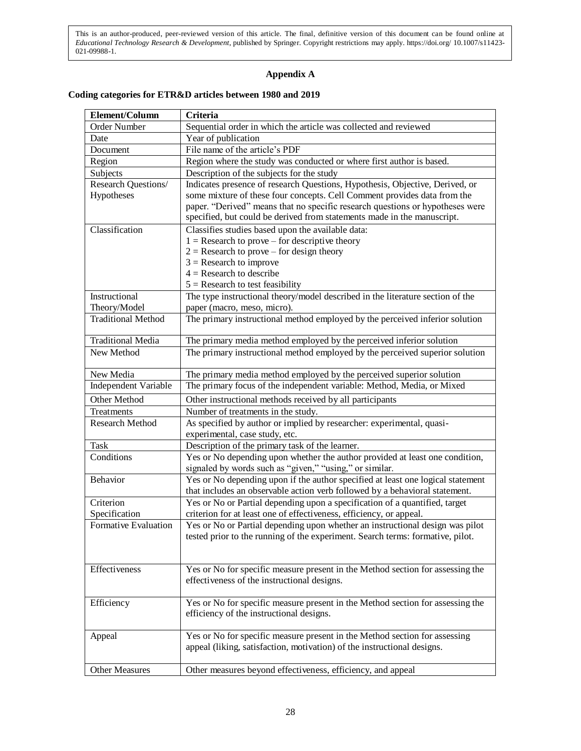This is an author-produced, peer-reviewed version of this article. The final, definitive version of this document can be found online at *Educational Technology Research & Development*, published by Springer. Copyright restrictions may apply. https://doi.org/ 10.1007/s11423-021-09988-1.

## Appendix A

**Coding categories for ETR&D articles between 1980 and 2019**

| Element/Column | Criteria |
|---|---|
| Order Number | Sequential order in which the article was collected and reviewed |
| Date | Year of publication |
| Document | File name of the article's PDF |
| Region | Region where the study was conducted or where first author is based. |
| Subjects | Description of the subjects for the study |
| Research Questions/ Hypotheses | Indicates presence of research Questions, Hypothesis, Objective, Derived, or some mixture of these four concepts. Cell Comment provides data from the paper. "Derived" means that no specific research questions or hypotheses were specified, but could be derived from statements made in the manuscript. |
| Classification | Classifies studies based upon the available data:<br>1 = Research to prove – for descriptive theory<br>2 = Research to prove – for design theory<br>3 = Research to improve<br>4 = Research to describe<br>5 = Research to test feasibility |
| Instructional Theory/Model | The type instructional theory/model described in the literature section of the paper (macro, meso, micro). |
| Traditional Method | The primary instructional method employed by the perceived inferior solution |
| Traditional Media | The primary media method employed by the perceived inferior solution |
| New Method | The primary instructional method employed by the perceived superior solution |
| New Media | The primary media method employed by the perceived superior solution |
| Independent Variable | The primary focus of the independent variable: Method, Media, or Mixed |
| Other Method | Other instructional methods received by all participants |
| Treatments | Number of treatments in the study. |
| Research Method | As specified by author or implied by researcher: experimental, quasi-experimental, case study, etc. |
| Task | Description of the primary task of the learner. |
| Conditions | Yes or No depending upon whether the author provided at least one condition, signaled by words such as "given," "using," or similar. |
| Behavior | Yes or No depending upon if the author specified at least one logical statement that includes an observable action verb followed by a behavioral statement. |
| Criterion Specification | Yes or No or Partial depending upon a specification of a quantified, target criterion for at least one of effectiveness, efficiency, or appeal. |
| Formative Evaluation | Yes or No or Partial depending upon whether an instructional design was pilot tested prior to the running of the experiment. Search terms: formative, pilot. |
| Effectiveness | Yes or No for specific measure present in the Method section for assessing the effectiveness of the instructional designs. |
| Efficiency | Yes or No for specific measure present in the Method section for assessing the efficiency of the instructional designs. |
| Appeal | Yes or No for specific measure present in the Method section for assessing appeal (liking, satisfaction, motivation) of the instructional designs. |
| Other Measures | Other measures beyond effectiveness, efficiency, and appeal |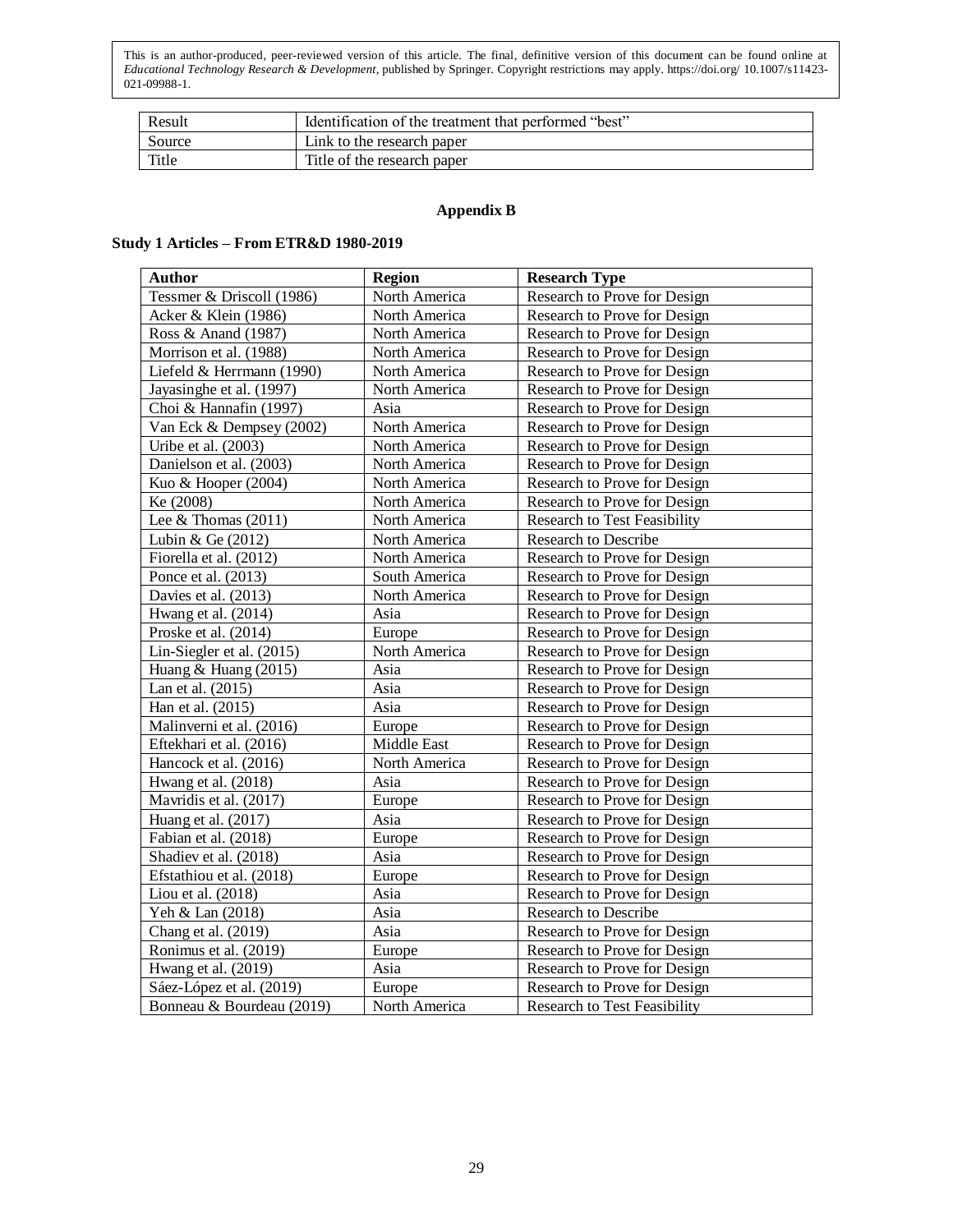| Result | Identification of the treatment that performed "best" |
|---|---|
| Source | Link to the research paper |
| Title | Title of the research paper |

**Appendix B**

**Study 1 Articles – From ETR&D 1980-2019**

| Author | Region | Research Type |
|---|---|---|
| Tessmer & Driscoll (1986) | North America | Research to Prove for Design |
| Acker & Klein (1986) | North America | Research to Prove for Design |
| Ross & Anand (1987) | North America | Research to Prove for Design |
| Morrison et al. (1988) | North America | Research to Prove for Design |
| Liefeld & Herrmann (1990) | North America | Research to Prove for Design |
| Jayasinghe et al. (1997) | North America | Research to Prove for Design |
| Choi & Hannafin (1997) | Asia | Research to Prove for Design |
| Van Eck & Dempsey (2002) | North America | Research to Prove for Design |
| Uribe et al. (2003) | North America | Research to Prove for Design |
| Danielson et al. (2003) | North America | Research to Prove for Design |
| Kuo & Hooper (2004) | North America | Research to Prove for Design |
| Ke (2008) | North America | Research to Prove for Design |
| Lee & Thomas (2011) | North America | Research to Test Feasibility |
| Lubin & Ge (2012) | North America | Research to Describe |
| Fiorella et al. (2012) | North America | Research to Prove for Design |
| Ponce et al. (2013) | South America | Research to Prove for Design |
| Davies et al. (2013) | North America | Research to Prove for Design |
| Hwang et al. (2014) | Asia | Research to Prove for Design |
| Proske et al. (2014) | Europe | Research to Prove for Design |
| Lin-Siegler et al. (2015) | North America | Research to Prove for Design |
| Huang & Huang (2015) | Asia | Research to Prove for Design |
| Lan et al. (2015) | Asia | Research to Prove for Design |
| Han et al. (2015) | Asia | Research to Prove for Design |
| Malinverni et al. (2016) | Europe | Research to Prove for Design |
| Eftekhari et al. (2016) | Middle East | Research to Prove for Design |
| Hancock et al. (2016) | North America | Research to Prove for Design |
| Hwang et al. (2018) | Asia | Research to Prove for Design |
| Mavridis et al. (2017) | Europe | Research to Prove for Design |
| Huang et al. (2017) | Asia | Research to Prove for Design |
| Fabian et al. (2018) | Europe | Research to Prove for Design |
| Shadiev et al. (2018) | Asia | Research to Prove for Design |
| Efstathiou et al. (2018) | Europe | Research to Prove for Design |
| Liou et al. (2018) | Asia | Research to Prove for Design |
| Yeh & Lan (2018) | Asia | Research to Describe |
| Chang et al. (2019) | Asia | Research to Prove for Design |
| Ronimus et al. (2019) | Europe | Research to Prove for Design |
| Hwang et al. (2019) | Asia | Research to Prove for Design |
| Sáez-López et al. (2019) | Europe | Research to Prove for Design |
| Bonneau & Bourdeau (2019) | North America | Research to Test Feasibility |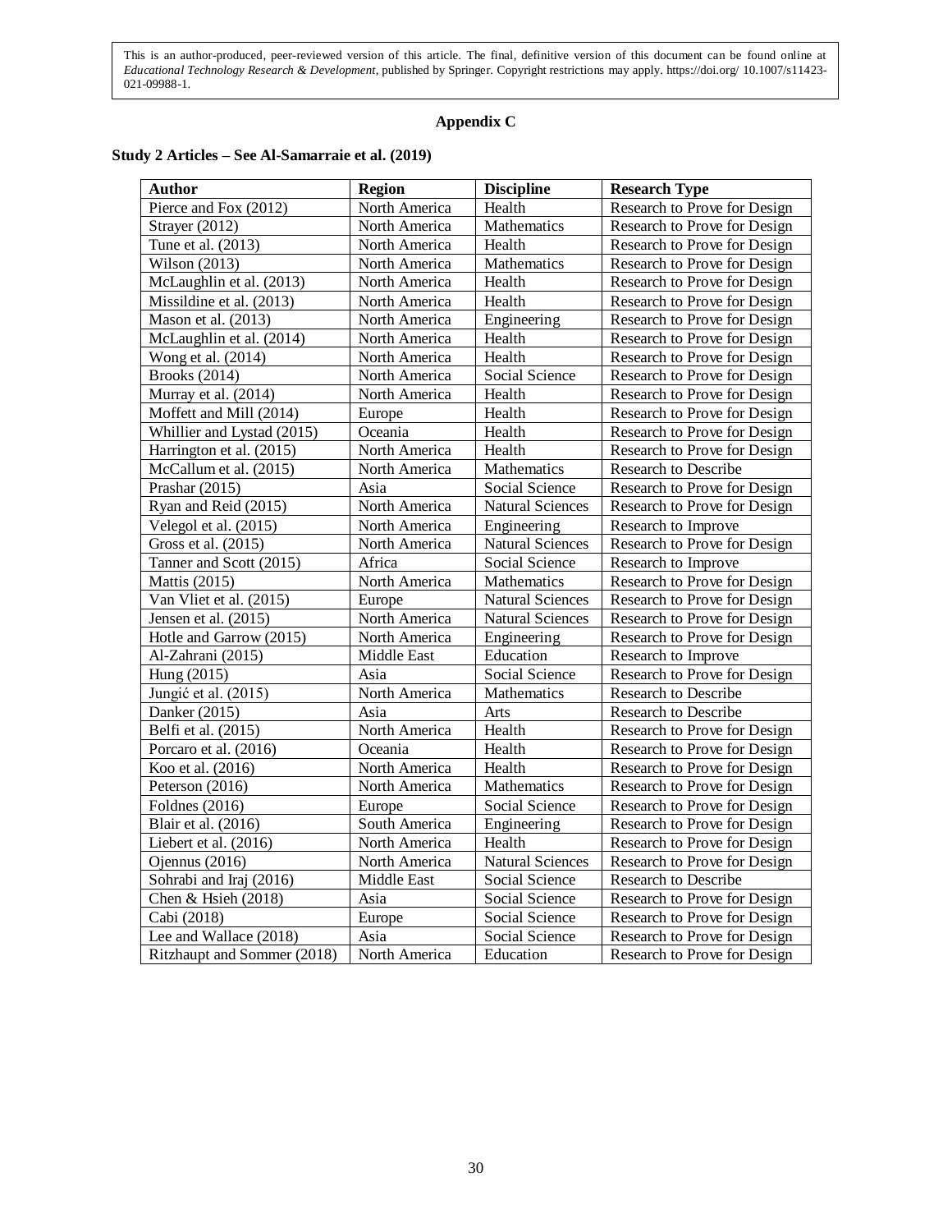This is an author-produced, peer-reviewed version of this article. The final, definitive version of this document can be found online at *Educational Technology Research & Development*, published by Springer. Copyright restrictions may apply. https://doi.org/ 10.1007/s11423-021-09988-1.

## Appendix C

**Study 2 Articles – See Al-Samarraie et al. (2019)**

| Author | Region | Discipline | Research Type |
|---|---|---|---|
| Pierce and Fox (2012) | North America | Health | Research to Prove for Design |
| Strayer (2012) | North America | Mathematics | Research to Prove for Design |
| Tune et al. (2013) | North America | Health | Research to Prove for Design |
| Wilson (2013) | North America | Mathematics | Research to Prove for Design |
| McLaughlin et al. (2013) | North America | Health | Research to Prove for Design |
| Missildine et al. (2013) | North America | Health | Research to Prove for Design |
| Mason et al. (2013) | North America | Engineering | Research to Prove for Design |
| McLaughlin et al. (2014) | North America | Health | Research to Prove for Design |
| Wong et al. (2014) | North America | Health | Research to Prove for Design |
| Brooks (2014) | North America | Social Science | Research to Prove for Design |
| Murray et al. (2014) | North America | Health | Research to Prove for Design |
| Moffett and Mill (2014) | Europe | Health | Research to Prove for Design |
| Whillier and Lystad (2015) | Oceania | Health | Research to Prove for Design |
| Harrington et al. (2015) | North America | Health | Research to Prove for Design |
| McCallum et al. (2015) | North America | Mathematics | Research to Describe |
| Prashar (2015) | Asia | Social Science | Research to Prove for Design |
| Ryan and Reid (2015) | North America | Natural Sciences | Research to Prove for Design |
| Velegol et al. (2015) | North America | Engineering | Research to Improve |
| Gross et al. (2015) | North America | Natural Sciences | Research to Prove for Design |
| Tanner and Scott (2015) | Africa | Social Science | Research to Improve |
| Mattis (2015) | North America | Mathematics | Research to Prove for Design |
| Van Vliet et al. (2015) | Europe | Natural Sciences | Research to Prove for Design |
| Jensen et al. (2015) | North America | Natural Sciences | Research to Prove for Design |
| Hotle and Garrow (2015) | North America | Engineering | Research to Prove for Design |
| Al-Zahrani (2015) | Middle East | Education | Research to Improve |
| Hung (2015) | Asia | Social Science | Research to Prove for Design |
| Jungić et al. (2015) | North America | Mathematics | Research to Describe |
| Danker (2015) | Asia | Arts | Research to Describe |
| Belfi et al. (2015) | North America | Health | Research to Prove for Design |
| Porcaro et al. (2016) | Oceania | Health | Research to Prove for Design |
| Koo et al. (2016) | North America | Health | Research to Prove for Design |
| Peterson (2016) | North America | Mathematics | Research to Prove for Design |
| Foldnes (2016) | Europe | Social Science | Research to Prove for Design |
| Blair et al. (2016) | South America | Engineering | Research to Prove for Design |
| Liebert et al. (2016) | North America | Health | Research to Prove for Design |
| Ojennus (2016) | North America | Natural Sciences | Research to Prove for Design |
| Sohrabi and Iraj (2016) | Middle East | Social Science | Research to Describe |
| Chen & Hsieh (2018) | Asia | Social Science | Research to Prove for Design |
| Cabi (2018) | Europe | Social Science | Research to Prove for Design |
| Lee and Wallace (2018) | Asia | Social Science | Research to Prove for Design |
| Ritzhaupt and Sommer (2018) | North America | Education | Research to Prove for Design |